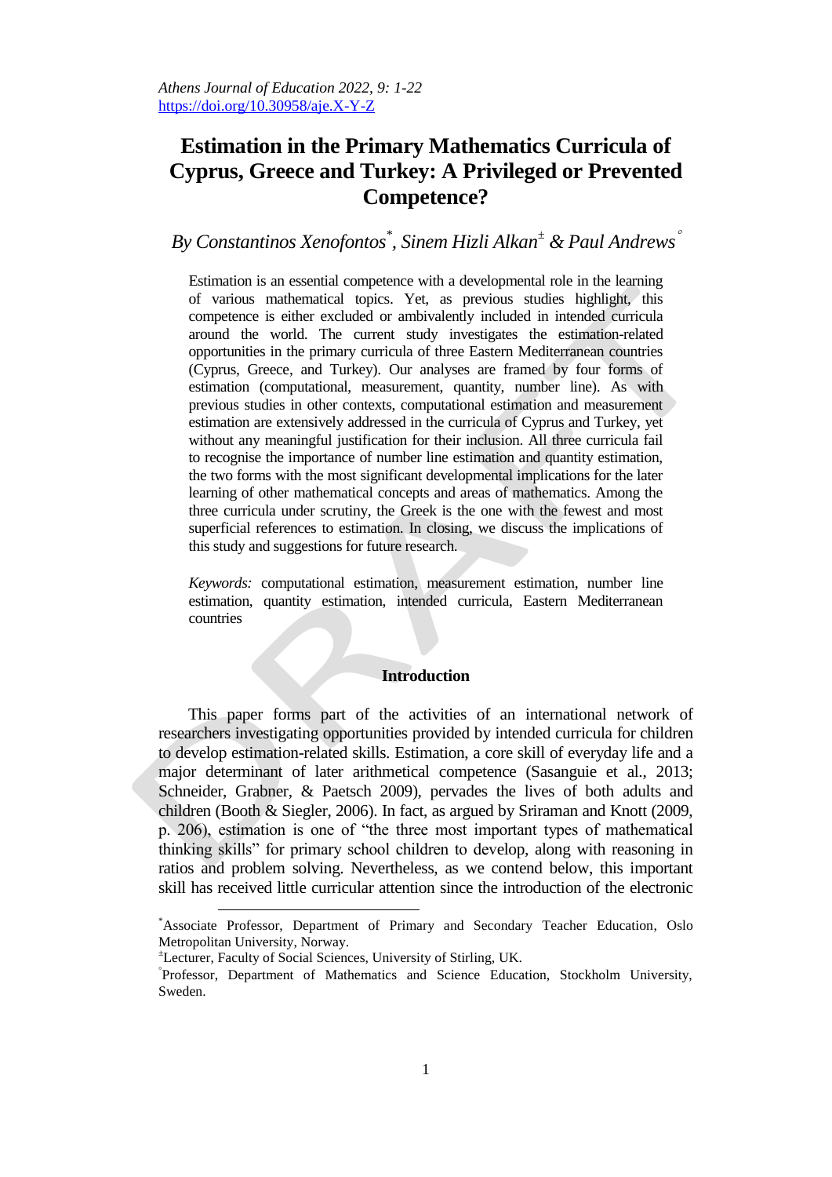# Estimation in the Primary Mathematics Curricula of Cyprus, Greece and Turkey: A Privileged or Prevented Competence?

*By Constantinos Xenofontos[\*], Sinem Hizli Alkan[±] & Paul Andrews[°]*

Estimation is an essential competence with a developmental role in the learning of various mathematical topics. Yet, as previous studies highlight, this competence is either excluded or ambivalently included in intended curricula around the world. The current study investigates the estimation-related opportunities in the primary curricula of three Eastern Mediterranean countries (Cyprus, Greece, and Turkey). Our analyses are framed by four forms of estimation (computational, measurement, quantity, number line). As with previous studies in other contexts, computational estimation and measurement estimation are extensively addressed in the curricula of Cyprus and Turkey, yet without any meaningful justification for their inclusion. All three curricula fail to recognise the importance of number line estimation and quantity estimation, the two forms with the most significant developmental implications for the later learning of other mathematical concepts and areas of mathematics. Among the three curricula under scrutiny, the Greek is the one with the fewest and most superficial references to estimation. In closing, we discuss the implications of this study and suggestions for future research.

*Keywords:* computational estimation, measurement estimation, number line estimation, quantity estimation, intended curricula, Eastern Mediterranean countries

## Introduction

This paper forms part of the activities of an international network of researchers investigating opportunities provided by intended curricula for children to develop estimation-related skills. Estimation, a core skill of everyday life and a major determinant of later arithmetical competence (Sasanguie et al., 2013; Schneider, Grabner, & Paetsch 2009), pervades the lives of both adults and children (Booth & Siegler, 2006). In fact, as argued by Sriraman and Knott (2009, p. 206), estimation is one of "the three most important types of mathematical thinking skills" for primary school children to develop, along with reasoning in ratios and problem solving. Nevertheless, as we contend below, this important skill has received little curricular attention since the introduction of the electronic

---

[\*]Associate Professor, Department of Primary and Secondary Teacher Education, Oslo Metropolitan University, Norway.

[±]Lecturer, Faculty of Social Sciences, University of Stirling, UK.

[°]Professor, Department of Mathematics and Science Education, Stockholm University, Sweden.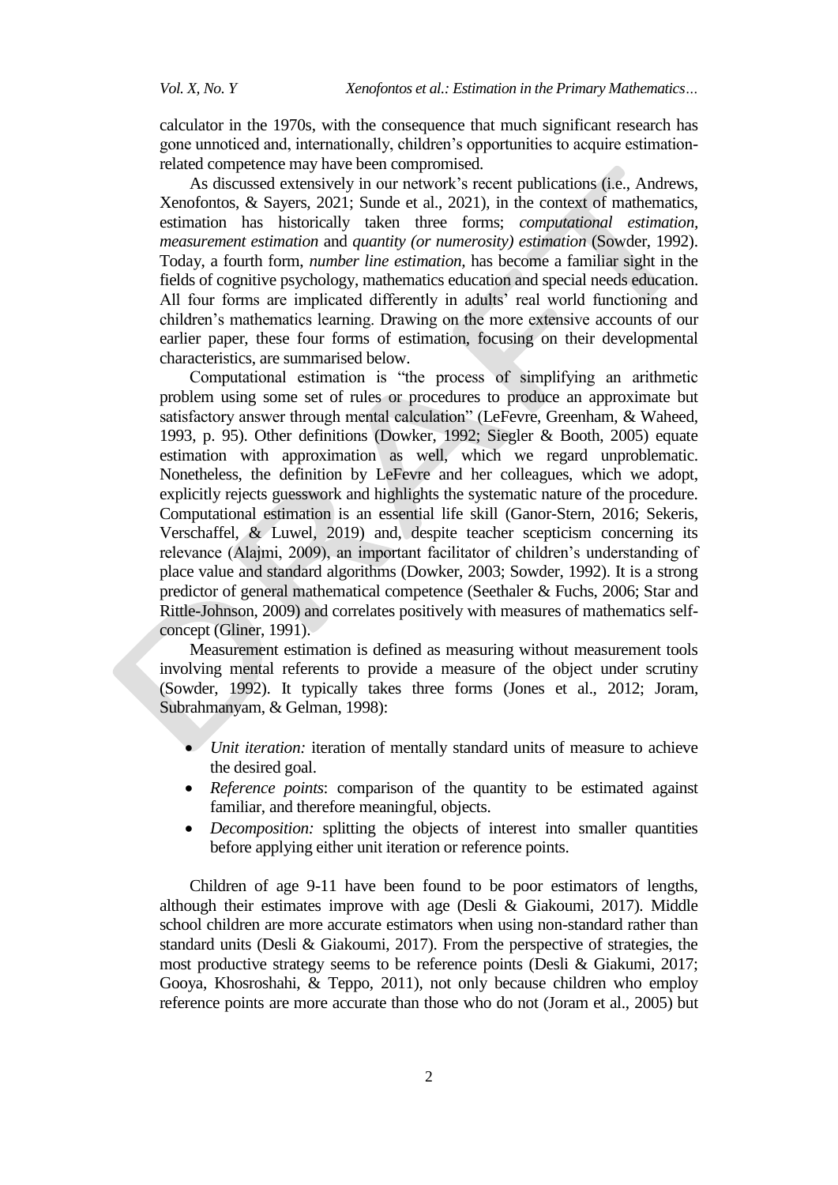calculator in the 1970s, with the consequence that much significant research has gone unnoticed and, internationally, children's opportunities to acquire estimation-related competence may have been compromised.

As discussed extensively in our network's recent publications (i.e., Andrews, Xenofontos, & Sayers, 2021; Sunde et al., 2021), in the context of mathematics, estimation has historically taken three forms; *computational estimation*, *measurement estimation* and *quantity (or numerosity) estimation* (Sowder, 1992). Today, a fourth form, *number line estimation*, has become a familiar sight in the fields of cognitive psychology, mathematics education and special needs education. All four forms are implicated differently in adults' real world functioning and children's mathematics learning. Drawing on the more extensive accounts of our earlier paper, these four forms of estimation, focusing on their developmental characteristics, are summarised below.

Computational estimation is "the process of simplifying an arithmetic problem using some set of rules or procedures to produce an approximate but satisfactory answer through mental calculation" (LeFevre, Greenham, & Waheed, 1993, p. 95). Other definitions (Dowker, 1992; Siegler & Booth, 2005) equate estimation with approximation as well, which we regard unproblematic. Nonetheless, the definition by LeFevre and her colleagues, which we adopt, explicitly rejects guesswork and highlights the systematic nature of the procedure. Computational estimation is an essential life skill (Ganor-Stern, 2016; Sekeris, Verschaffel, & Luwel, 2019) and, despite teacher scepticism concerning its relevance (Alajmi, 2009), an important facilitator of children's understanding of place value and standard algorithms (Dowker, 2003; Sowder, 1992). It is a strong predictor of general mathematical competence (Seethaler & Fuchs, 2006; Star and Rittle-Johnson, 2009) and correlates positively with measures of mathematics self-concept (Gliner, 1991).

Measurement estimation is defined as measuring without measurement tools involving mental referents to provide a measure of the object under scrutiny (Sowder, 1992). It typically takes three forms (Jones et al., 2012; Joram, Subrahmanyam, & Gelman, 1998):

- *Unit iteration:* iteration of mentally standard units of measure to achieve the desired goal.
- *Reference points*: comparison of the quantity to be estimated against familiar, and therefore meaningful, objects.
- *Decomposition:* splitting the objects of interest into smaller quantities before applying either unit iteration or reference points.

Children of age 9-11 have been found to be poor estimators of lengths, although their estimates improve with age (Desli & Giakoumi, 2017). Middle school children are more accurate estimators when using non-standard rather than standard units (Desli & Giakoumi, 2017). From the perspective of strategies, the most productive strategy seems to be reference points (Desli & Giakumi, 2017; Gooya, Khosroshahi, & Teppo, 2011), not only because children who employ reference points are more accurate than those who do not (Joram et al., 2005) but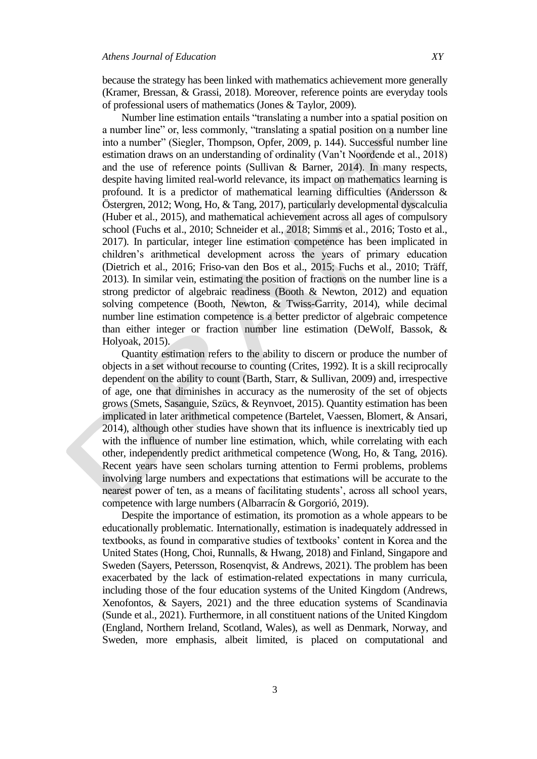because the strategy has been linked with mathematics achievement more generally (Kramer, Bressan, & Grassi, 2018). Moreover, reference points are everyday tools of professional users of mathematics (Jones & Taylor, 2009).

Number line estimation entails "translating a number into a spatial position on a number line" or, less commonly, "translating a spatial position on a number line into a number" (Siegler, Thompson, Opfer, 2009, p. 144). Successful number line estimation draws on an understanding of ordinality (Van't Noordende et al., 2018) and the use of reference points (Sullivan & Barner, 2014). In many respects, despite having limited real-world relevance, its impact on mathematics learning is profound. It is a predictor of mathematical learning difficulties (Andersson & Östergren, 2012; Wong, Ho, & Tang, 2017), particularly developmental dyscalculia (Huber et al., 2015), and mathematical achievement across all ages of compulsory school (Fuchs et al., 2010; Schneider et al., 2018; Simms et al., 2016; Tosto et al., 2017). In particular, integer line estimation competence has been implicated in children's arithmetical development across the years of primary education (Dietrich et al., 2016; Friso-van den Bos et al., 2015; Fuchs et al., 2010; Träff, 2013). In similar vein, estimating the position of fractions on the number line is a strong predictor of algebraic readiness (Booth & Newton, 2012) and equation solving competence (Booth, Newton, & Twiss-Garrity, 2014), while decimal number line estimation competence is a better predictor of algebraic competence than either integer or fraction number line estimation (DeWolf, Bassok, & Holyoak, 2015).

Quantity estimation refers to the ability to discern or produce the number of objects in a set without recourse to counting (Crites, 1992). It is a skill reciprocally dependent on the ability to count (Barth, Starr, & Sullivan, 2009) and, irrespective of age, one that diminishes in accuracy as the numerosity of the set of objects grows (Smets, Sasanguie, Szücs, & Reynvoet, 2015). Quantity estimation has been implicated in later arithmetical competence (Bartelet, Vaessen, Blomert, & Ansari, 2014), although other studies have shown that its influence is inextricably tied up with the influence of number line estimation, which, while correlating with each other, independently predict arithmetical competence (Wong, Ho, & Tang, 2016). Recent years have seen scholars turning attention to Fermi problems, problems involving large numbers and expectations that estimations will be accurate to the nearest power of ten, as a means of facilitating students', across all school years, competence with large numbers (Albarracín & Gorgorió, 2019).

Despite the importance of estimation, its promotion as a whole appears to be educationally problematic. Internationally, estimation is inadequately addressed in textbooks, as found in comparative studies of textbooks' content in Korea and the United States (Hong, Choi, Runnalls, & Hwang, 2018) and Finland, Singapore and Sweden (Sayers, Petersson, Rosenqvist, & Andrews, 2021). The problem has been exacerbated by the lack of estimation-related expectations in many curricula, including those of the four education systems of the United Kingdom (Andrews, Xenofontos, & Sayers, 2021) and the three education systems of Scandinavia (Sunde et al., 2021). Furthermore, in all constituent nations of the United Kingdom (England, Northern Ireland, Scotland, Wales), as well as Denmark, Norway, and Sweden, more emphasis, albeit limited, is placed on computational and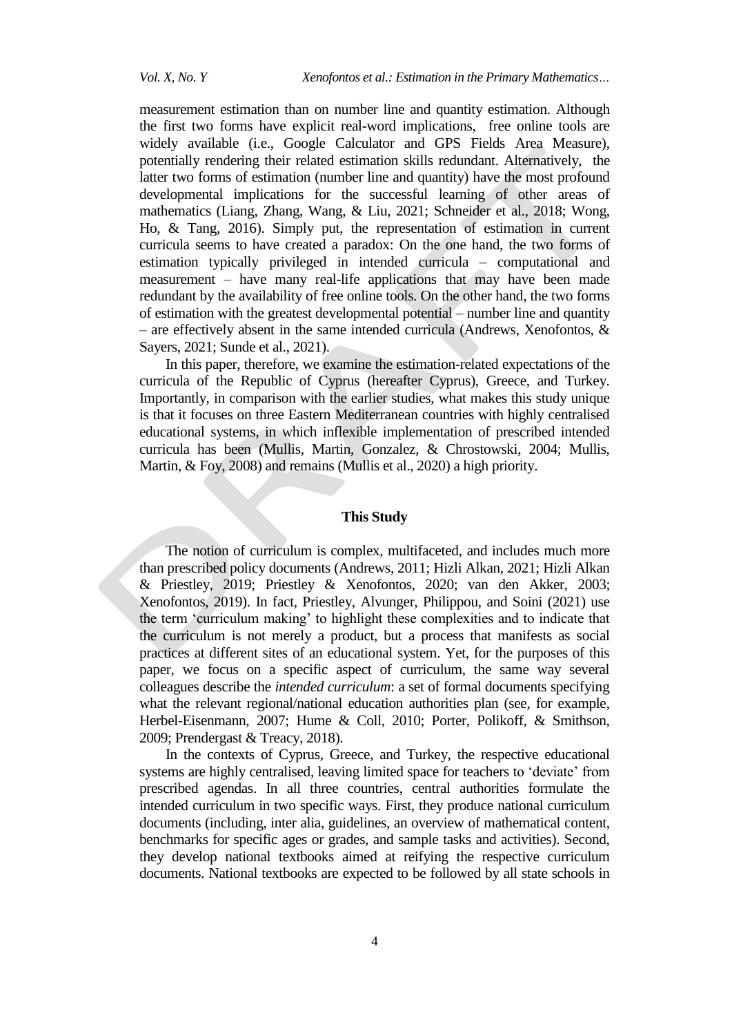measurement estimation than on number line and quantity estimation. Although the first two forms have explicit real-word implications, free online tools are widely available (i.e., Google Calculator and GPS Fields Area Measure), potentially rendering their related estimation skills redundant. Alternatively, the latter two forms of estimation (number line and quantity) have the most profound developmental implications for the successful learning of other areas of mathematics (Liang, Zhang, Wang, & Liu, 2021; Schneider et al., 2018; Wong, Ho, & Tang, 2016). Simply put, the representation of estimation in current curricula seems to have created a paradox: On the one hand, the two forms of estimation typically privileged in intended curricula – computational and measurement – have many real-life applications that may have been made redundant by the availability of free online tools. On the other hand, the two forms of estimation with the greatest developmental potential – number line and quantity – are effectively absent in the same intended curricula (Andrews, Xenofontos, & Sayers, 2021; Sunde et al., 2021).

In this paper, therefore, we examine the estimation-related expectations of the curricula of the Republic of Cyprus (hereafter Cyprus), Greece, and Turkey. Importantly, in comparison with the earlier studies, what makes this study unique is that it focuses on three Eastern Mediterranean countries with highly centralised educational systems, in which inflexible implementation of prescribed intended curricula has been (Mullis, Martin, Gonzalez, & Chrostowski, 2004; Mullis, Martin, & Foy, 2008) and remains (Mullis et al., 2020) a high priority.

## This Study

The notion of curriculum is complex, multifaceted, and includes much more than prescribed policy documents (Andrews, 2011; Hizli Alkan, 2021; Hizli Alkan & Priestley, 2019; Priestley & Xenofontos, 2020; van den Akker, 2003; Xenofontos, 2019). In fact, Priestley, Alvunger, Philippou, and Soini (2021) use the term 'curriculum making' to highlight these complexities and to indicate that the curriculum is not merely a product, but a process that manifests as social practices at different sites of an educational system. Yet, for the purposes of this paper, we focus on a specific aspect of curriculum, the same way several colleagues describe the *intended curriculum*: a set of formal documents specifying what the relevant regional/national education authorities plan (see, for example, Herbel-Eisenmann, 2007; Hume & Coll, 2010; Porter, Polikoff, & Smithson, 2009; Prendergast & Treacy, 2018).

In the contexts of Cyprus, Greece, and Turkey, the respective educational systems are highly centralised, leaving limited space for teachers to 'deviate' from prescribed agendas. In all three countries, central authorities formulate the intended curriculum in two specific ways. First, they produce national curriculum documents (including, inter alia, guidelines, an overview of mathematical content, benchmarks for specific ages or grades, and sample tasks and activities). Second, they develop national textbooks aimed at reifying the respective curriculum documents. National textbooks are expected to be followed by all state schools in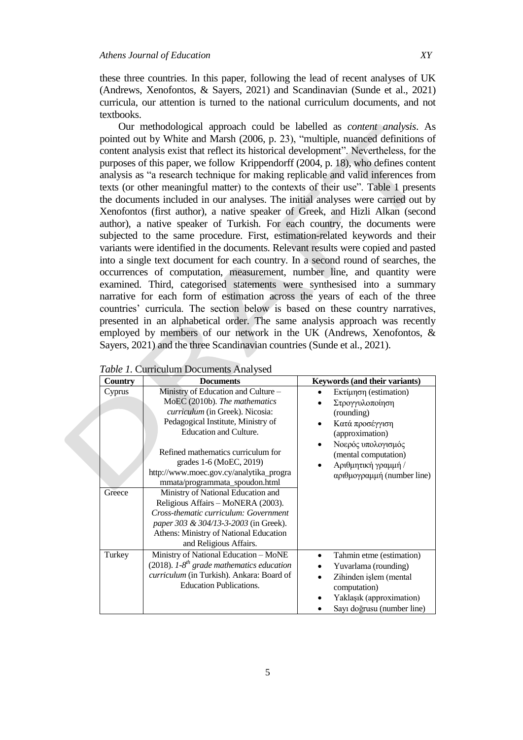these three countries. In this paper, following the lead of recent analyses of UK (Andrews, Xenofontos, & Sayers, 2021) and Scandinavian (Sunde et al., 2021) curricula, our attention is turned to the national curriculum documents, and not textbooks.

Our methodological approach could be labelled as *content analysis*. As pointed out by White and Marsh (2006, p. 23), "multiple, nuanced definitions of content analysis exist that reflect its historical development". Nevertheless, for the purposes of this paper, we follow Krippendorff (2004, p. 18), who defines content analysis as "a research technique for making replicable and valid inferences from texts (or other meaningful matter) to the contexts of their use". Table 1 presents the documents included in our analyses. The initial analyses were carried out by Xenofontos (first author), a native speaker of Greek, and Hizli Alkan (second author), a native speaker of Turkish. For each country, the documents were subjected to the same procedure. First, estimation-related keywords and their variants were identified in the documents. Relevant results were copied and pasted into a single text document for each country. In a second round of searches, the occurrences of computation, measurement, number line, and quantity were examined. Third, categorised statements were synthesised into a summary narrative for each form of estimation across the years of each of the three countries' curricula. The section below is based on these country narratives, presented in an alphabetical order. The same analysis approach was recently employed by members of our network in the UK (Andrews, Xenofontos, & Sayers, 2021) and the three Scandinavian countries (Sunde et al., 2021).

*Table 1.* Curriculum Documents Analysed

| Country | Documents | Keywords (and their variants) |
|---|---|---|
| Cyprus | Ministry of Education and Culture – MoEC (2010b). *The mathematics curriculum* (in Greek). Nicosia: Pedagogical Institute, Ministry of Education and Culture.<br><br>Refined mathematics curriculum for grades 1-6 (MoEC, 2019) http://www.moec.gov.cy/analytika_programmata/programmata_spoudon.html | • Εκτίμηση (estimation)<br>• Στρογγυλοποίηση (rounding)<br>• Κατά προσέγγιση (approximation)<br>• Νοερός υπολογισμός (mental computation)<br>• Αριθμητική γραμμή / αριθμογραμμή (number line) |
| Greece | Ministry of National Education and Religious Affairs – MoNERA (2003). *Cross-thematic curriculum: Government paper 303 & 304/13-3-2003* (in Greek). Athens: Ministry of National Education and Religious Affairs. | |
| Turkey | Ministry of National Education – MoNE (2018). *1-8th grade mathematics education curriculum* (in Turkish). Ankara: Board of Education Publications. | • Tahmin etme (estimation)<br>• Yuvarlama (rounding)<br>• Zihinden işlem (mental computation)<br>• Yaklaşık (approximation)<br>• Sayı doğrusu (number line) |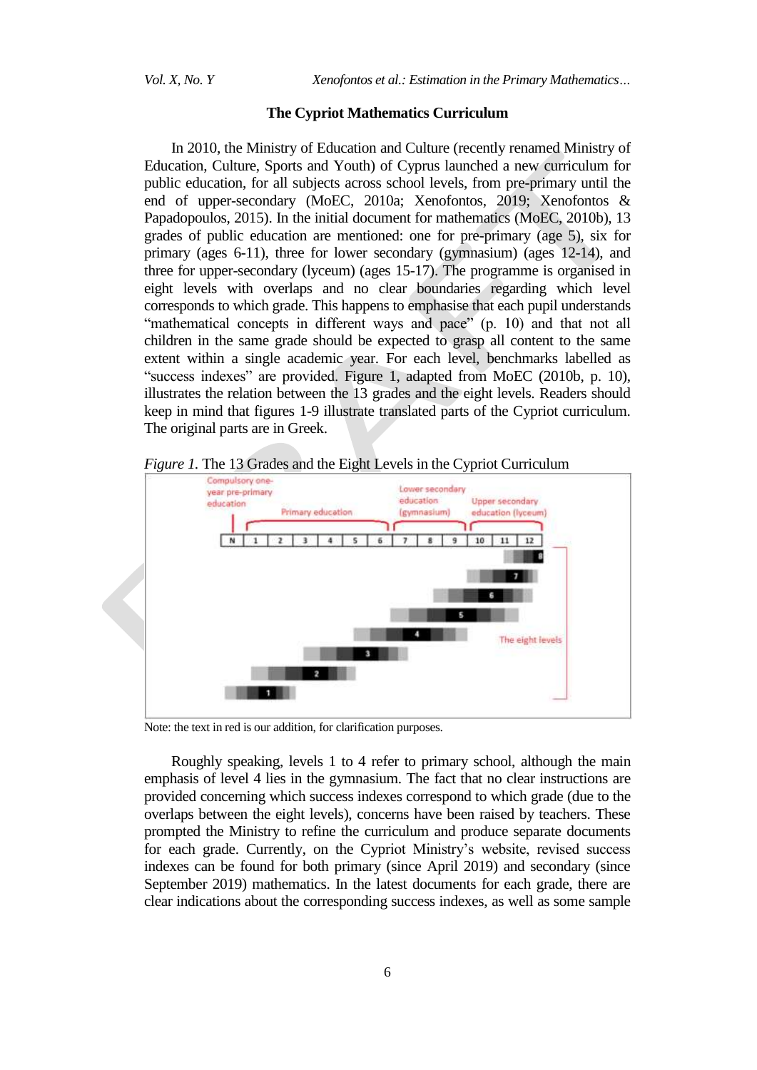### The Cypriot Mathematics Curriculum

In 2010, the Ministry of Education and Culture (recently renamed Ministry of Education, Culture, Sports and Youth) of Cyprus launched a new curriculum for public education, for all subjects across school levels, from pre-primary until the end of upper-secondary (MoEC, 2010a; Xenofontos, 2019; Xenofontos & Papadopoulos, 2015). In the initial document for mathematics (MoEC, 2010b), 13 grades of public education are mentioned: one for pre-primary (age 5), six for primary (ages 6-11), three for lower secondary (gymnasium) (ages 12-14), and three for upper-secondary (lyceum) (ages 15-17). The programme is organised in eight levels with overlaps and no clear boundaries regarding which level corresponds to which grade. This happens to emphasise that each pupil understands "mathematical concepts in different ways and pace" (p. 10) and that not all children in the same grade should be expected to grasp all content to the same extent within a single academic year. For each level, benchmarks labelled as "success indexes" are provided. Figure 1, adapted from MoEC (2010b, p. 10), illustrates the relation between the 13 grades and the eight levels. Readers should keep in mind that figures 1-9 illustrate translated parts of the Cypriot curriculum. The original parts are in Greek.

*Figure 1.* The 13 Grades and the Eight Levels in the Cypriot Curriculum

Note: the text in red is our addition, for clarification purposes.

Roughly speaking, levels 1 to 4 refer to primary school, although the main emphasis of level 4 lies in the gymnasium. The fact that no clear instructions are provided concerning which success indexes correspond to which grade (due to the overlaps between the eight levels), concerns have been raised by teachers. These prompted the Ministry to refine the curriculum and produce separate documents for each grade. Currently, on the Cypriot Ministry's website, revised success indexes can be found for both primary (since April 2019) and secondary (since September 2019) mathematics. In the latest documents for each grade, there are clear indications about the corresponding success indexes, as well as some sample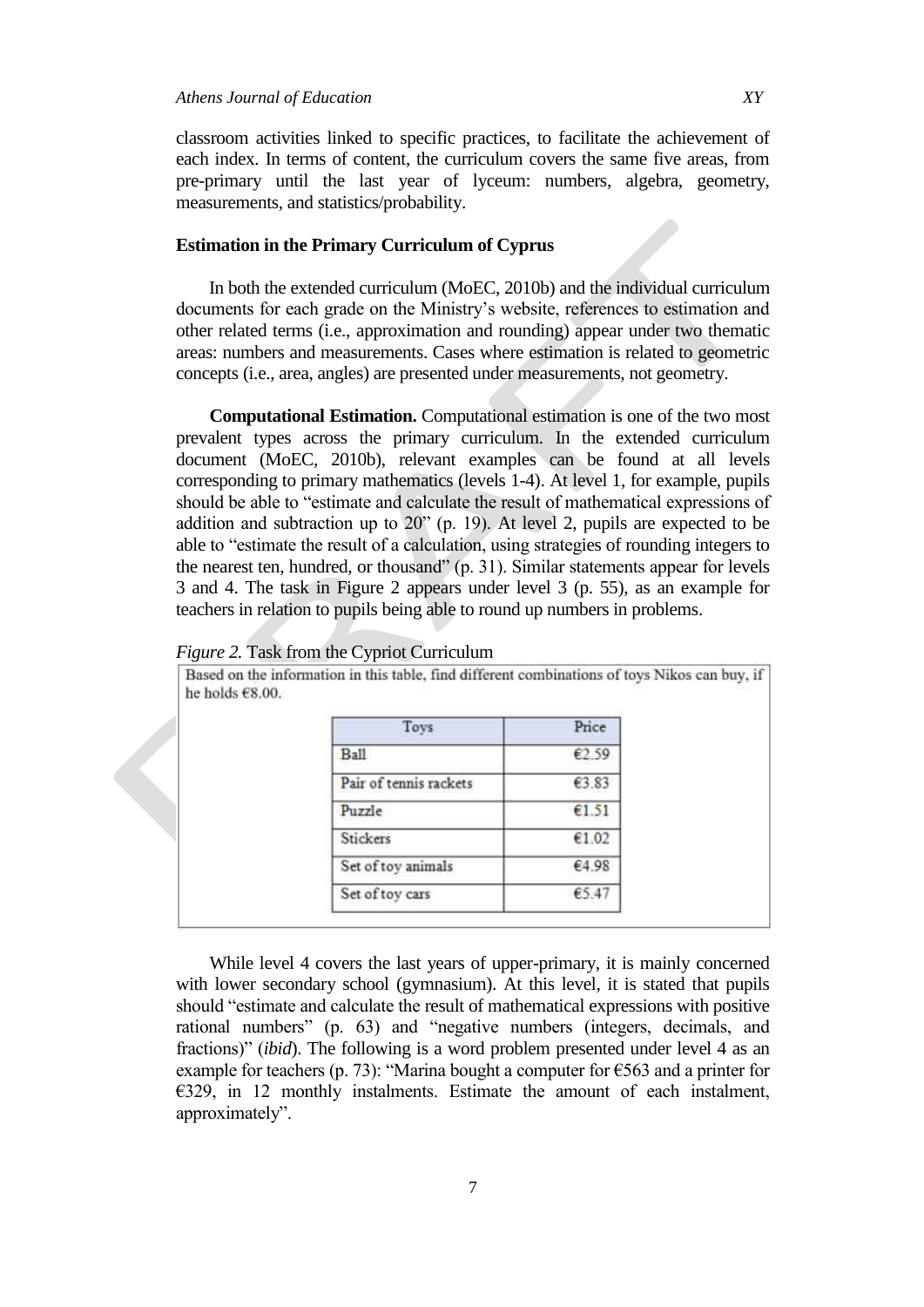classroom activities linked to specific practices, to facilitate the achievement of each index. In terms of content, the curriculum covers the same five areas, from pre-primary until the last year of lyceum: numbers, algebra, geometry, measurements, and statistics/probability.

### Estimation in the Primary Curriculum of Cyprus

In both the extended curriculum (MoEC, 2010b) and the individual curriculum documents for each grade on the Ministry's website, references to estimation and other related terms (i.e., approximation and rounding) appear under two thematic areas: numbers and measurements. Cases where estimation is related to geometric concepts (i.e., area, angles) are presented under measurements, not geometry.

**Computational Estimation.** Computational estimation is one of the two most prevalent types across the primary curriculum. In the extended curriculum document (MoEC, 2010b), relevant examples can be found at all levels corresponding to primary mathematics (levels 1-4). At level 1, for example, pupils should be able to "estimate and calculate the result of mathematical expressions of addition and subtraction up to 20" (p. 19). At level 2, pupils are expected to be able to "estimate the result of a calculation, using strategies of rounding integers to the nearest ten, hundred, or thousand" (p. 31). Similar statements appear for levels 3 and 4. The task in Figure 2 appears under level 3 (p. 55), as an example for teachers in relation to pupils being able to round up numbers in problems.

*Figure 2.* Task from the Cypriot Curriculum

Based on the information in this table, find different combinations of toys Nikos can buy, if he holds €8.00.

| Toys | Price |
| --- | --- |
| Ball | €2.59 |
| Pair of tennis rackets | €3.83 |
| Puzzle | €1.51 |
| Stickers | €1.02 |
| Set of toy animals | €4.98 |
| Set of toy cars | €5.47 |

While level 4 covers the last years of upper-primary, it is mainly concerned with lower secondary school (gymnasium). At this level, it is stated that pupils should "estimate and calculate the result of mathematical expressions with positive rational numbers" (p. 63) and "negative numbers (integers, decimals, and fractions)" (*ibid*). The following is a word problem presented under level 4 as an example for teachers (p. 73): "Marina bought a computer for €563 and a printer for €329, in 12 monthly instalments. Estimate the amount of each instalment, approximately".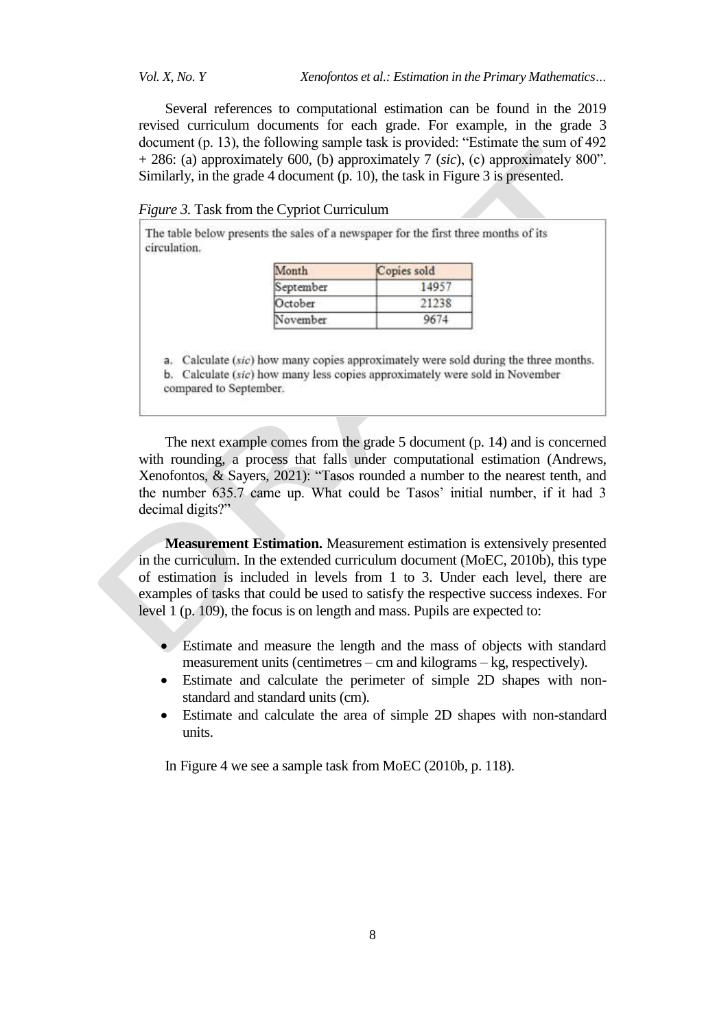Several references to computational estimation can be found in the 2019 revised curriculum documents for each grade. For example, in the grade 3 document (p. 13), the following sample task is provided: "Estimate the sum of 492 + 286: (a) approximately 600, (b) approximately 7 (*sic*), (c) approximately 800". Similarly, in the grade 4 document (p. 10), the task in Figure 3 is presented.

*Figure 3.* Task from the Cypriot Curriculum

The table below presents the sales of a newspaper for the first three months of its circulation.

| Month | Copies sold |
|---|---|
| September | 14957 |
| October | 21238 |
| November | 9674 |

a. Calculate (*sic*) how many copies approximately were sold during the three months.
b. Calculate (*sic*) how many less copies approximately were sold in November compared to September.

The next example comes from the grade 5 document (p. 14) and is concerned with rounding, a process that falls under computational estimation (Andrews, Xenofontos, & Sayers, 2021): "Tasos rounded a number to the nearest tenth, and the number 635.7 came up. What could be Tasos' initial number, if it had 3 decimal digits?"

**Measurement Estimation.** Measurement estimation is extensively presented in the curriculum. In the extended curriculum document (MoEC, 2010b), this type of estimation is included in levels from 1 to 3. Under each level, there are examples of tasks that could be used to satisfy the respective success indexes. For level 1 (p. 109), the focus is on length and mass. Pupils are expected to:

- Estimate and measure the length and the mass of objects with standard measurement units (centimetres – cm and kilograms – kg, respectively).
- Estimate and calculate the perimeter of simple 2D shapes with non-standard and standard units (cm).
- Estimate and calculate the area of simple 2D shapes with non-standard units.

In Figure 4 we see a sample task from MoEC (2010b, p. 118).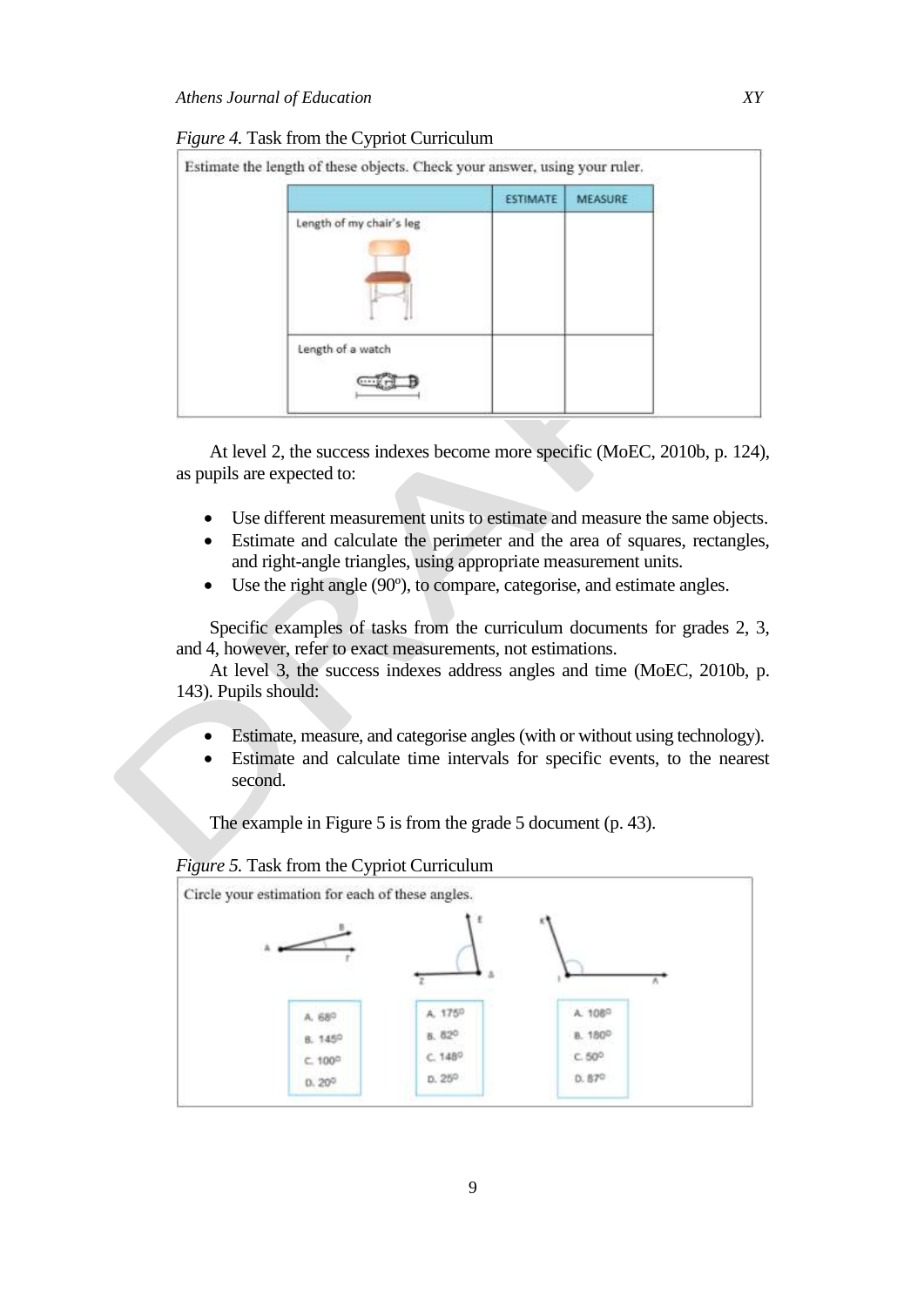*Figure 4.* Task from the Cypriot Curriculum

Estimate the length of these objects. Check your answer, using your ruler.

| | ESTIMATE | MEASURE |
|---|---|---|
| Length of my chair's leg | | |
| Length of a watch | | |

At level 2, the success indexes become more specific (MoEC, 2010b, p. 124), as pupils are expected to:

- Use different measurement units to estimate and measure the same objects.
- Estimate and calculate the perimeter and the area of squares, rectangles, and right-angle triangles, using appropriate measurement units.
- Use the right angle (90º), to compare, categorise, and estimate angles.

Specific examples of tasks from the curriculum documents for grades 2, 3, and 4, however, refer to exact measurements, not estimations.

At level 3, the success indexes address angles and time (MoEC, 2010b, p. 143). Pupils should:

- Estimate, measure, and categorise angles (with or without using technology).
- Estimate and calculate time intervals for specific events, to the nearest second.

The example in Figure 5 is from the grade 5 document (p. 43).

*Figure 5.* Task from the Cypriot Curriculum

Circle your estimation for each of these angles.

| | | |
|---|---|---|
| A. 68º | A. 175º | A. 108º |
| B. 145º | B. 82º | B. 180º |
| C. 100º | C. 148º | C. 50º |
| D. 20º | D. 25º | D. 87º |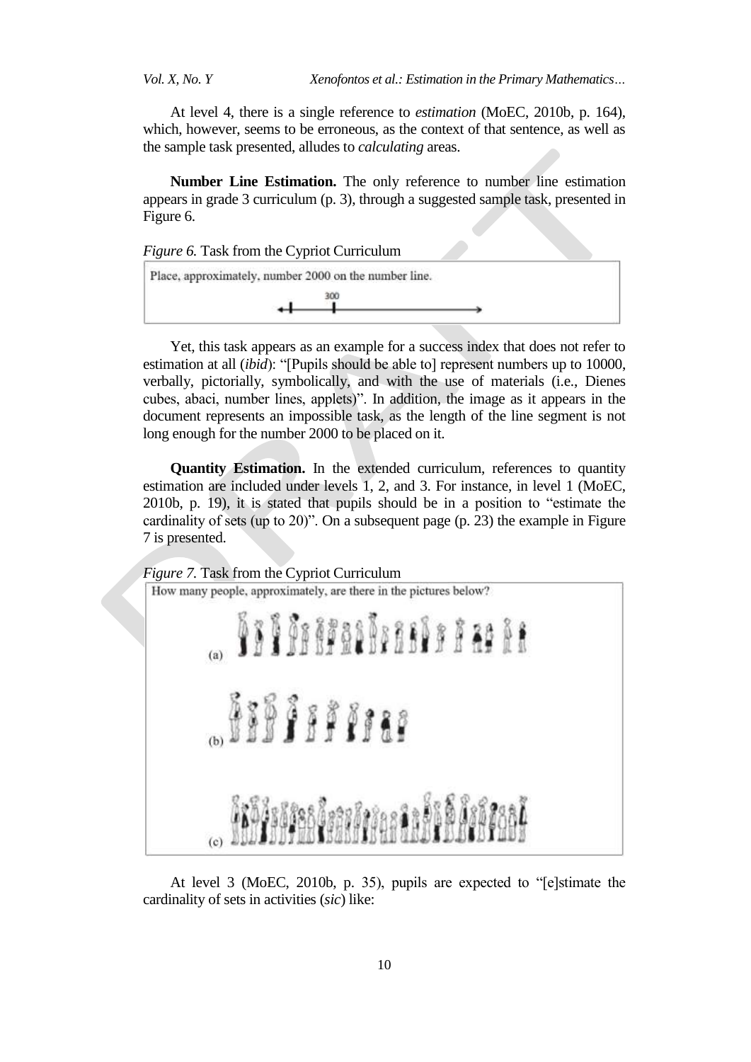At level 4, there is a single reference to *estimation* (MoEC, 2010b, p. 164), which, however, seems to be erroneous, as the context of that sentence, as well as the sample task presented, alludes to *calculating* areas.

**Number Line Estimation.** The only reference to number line estimation appears in grade 3 curriculum (p. 3), through a suggested sample task, presented in Figure 6.

*Figure 6.* Task from the Cypriot Curriculum

Place, approximately, number 2000 on the number line.

300

Yet, this task appears as an example for a success index that does not refer to estimation at all (*ibid*): "[Pupils should be able to] represent numbers up to 10000, verbally, pictorially, symbolically, and with the use of materials (i.e., Dienes cubes, abaci, number lines, applets)". In addition, the image as it appears in the document represents an impossible task, as the length of the line segment is not long enough for the number 2000 to be placed on it.

**Quantity Estimation.** In the extended curriculum, references to quantity estimation are included under levels 1, 2, and 3. For instance, in level 1 (MoEC, 2010b, p. 19), it is stated that pupils should be in a position to "estimate the cardinality of sets (up to 20)". On a subsequent page (p. 23) the example in Figure 7 is presented.

*Figure 7.* Task from the Cypriot Curriculum

How many people, approximately, are there in the pictures below?

(a)

(b)

(c)

At level 3 (MoEC, 2010b, p. 35), pupils are expected to "[e]stimate the cardinality of sets in activities (*sic*) like: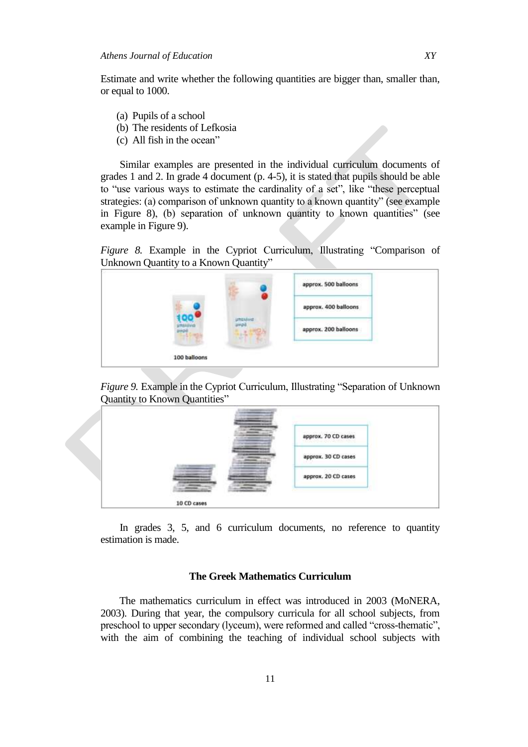Estimate and write whether the following quantities are bigger than, smaller than, or equal to 1000.

(a) Pupils of a school
(b) The residents of Lefkosia
(c) All fish in the ocean"

Similar examples are presented in the individual curriculum documents of grades 1 and 2. In grade 4 document (p. 4-5), it is stated that pupils should be able to "use various ways to estimate the cardinality of a set", like "these perceptual strategies: (a) comparison of unknown quantity to a known quantity" (see example in Figure 8), (b) separation of unknown quantity to known quantities" (see example in Figure 9).

*Figure 8.* Example in the Cypriot Curriculum, Illustrating "Comparison of Unknown Quantity to a Known Quantity"

100 balloons

approx. 500 balloons

approx. 400 balloons

approx. 200 balloons

*Figure 9.* Example in the Cypriot Curriculum, Illustrating "Separation of Unknown Quantity to Known Quantities"

10 CD cases

approx. 70 CD cases

approx. 30 CD cases

approx. 20 CD cases

In grades 3, 5, and 6 curriculum documents, no reference to quantity estimation is made.

### The Greek Mathematics Curriculum

The mathematics curriculum in effect was introduced in 2003 (MoNERA, 2003). During that year, the compulsory curricula for all school subjects, from preschool to upper secondary (lyceum), were reformed and called "cross-thematic", with the aim of combining the teaching of individual school subjects with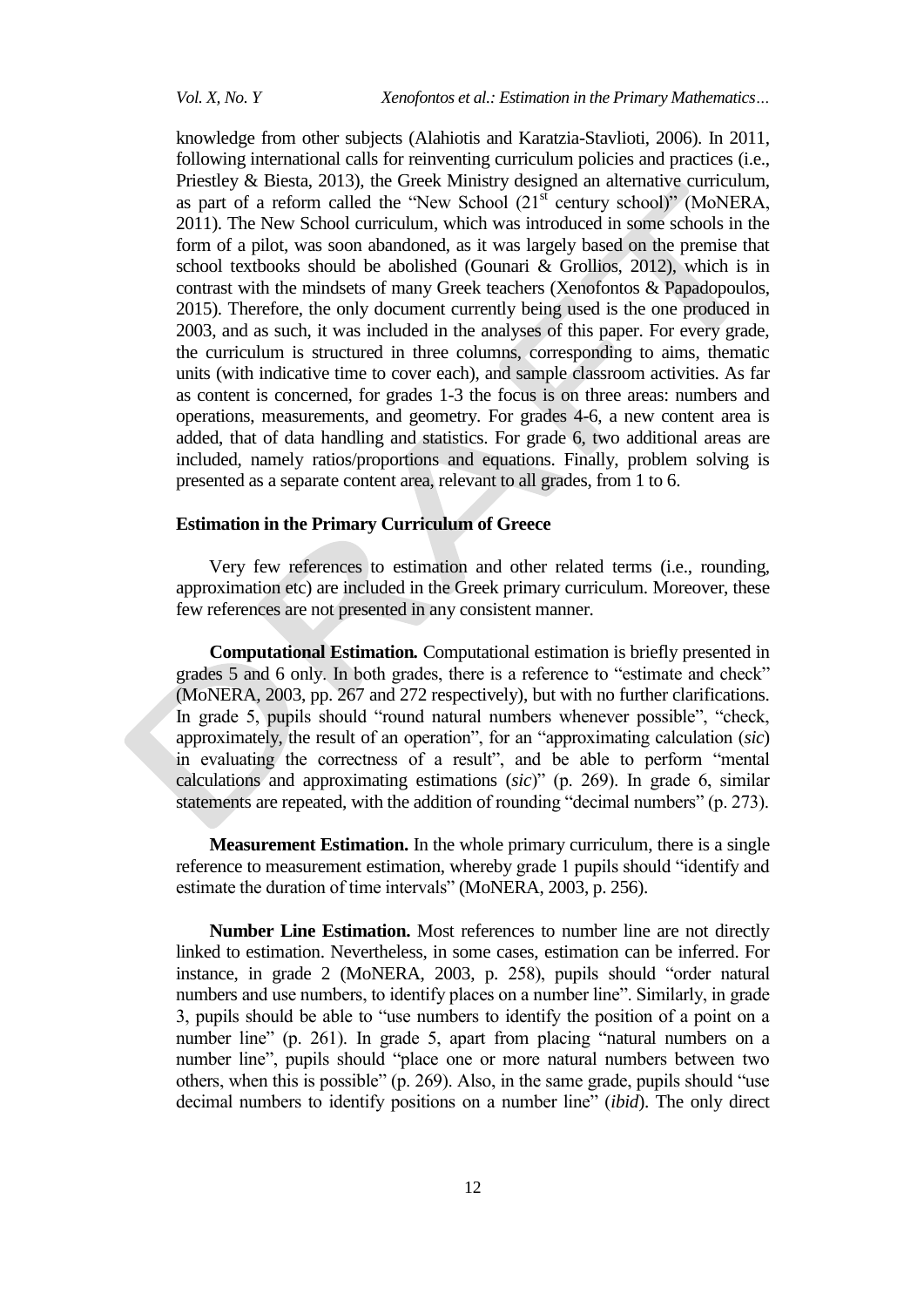knowledge from other subjects (Alahiotis and Karatzia-Stavlioti, 2006). In 2011, following international calls for reinventing curriculum policies and practices (i.e., Priestley & Biesta, 2013), the Greek Ministry designed an alternative curriculum, as part of a reform called the "New School (21st century school)" (MoNERA, 2011). The New School curriculum, which was introduced in some schools in the form of a pilot, was soon abandoned, as it was largely based on the premise that school textbooks should be abolished (Gounari & Grollios, 2012), which is in contrast with the mindsets of many Greek teachers (Xenofontos & Papadopoulos, 2015). Therefore, the only document currently being used is the one produced in 2003, and as such, it was included in the analyses of this paper. For every grade, the curriculum is structured in three columns, corresponding to aims, thematic units (with indicative time to cover each), and sample classroom activities. As far as content is concerned, for grades 1-3 the focus is on three areas: numbers and operations, measurements, and geometry. For grades 4-6, a new content area is added, that of data handling and statistics. For grade 6, two additional areas are included, namely ratios/proportions and equations. Finally, problem solving is presented as a separate content area, relevant to all grades, from 1 to 6.

### Estimation in the Primary Curriculum of Greece

Very few references to estimation and other related terms (i.e., rounding, approximation etc) are included in the Greek primary curriculum. Moreover, these few references are not presented in any consistent manner.

**Computational Estimation.** Computational estimation is briefly presented in grades 5 and 6 only. In both grades, there is a reference to "estimate and check" (MoNERA, 2003, pp. 267 and 272 respectively), but with no further clarifications. In grade 5, pupils should "round natural numbers whenever possible", "check, approximately, the result of an operation", for an "approximating calculation (*sic*) in evaluating the correctness of a result", and be able to perform "mental calculations and approximating estimations (*sic*)" (p. 269). In grade 6, similar statements are repeated, with the addition of rounding "decimal numbers" (p. 273).

**Measurement Estimation.** In the whole primary curriculum, there is a single reference to measurement estimation, whereby grade 1 pupils should "identify and estimate the duration of time intervals" (MoNERA, 2003, p. 256).

**Number Line Estimation.** Most references to number line are not directly linked to estimation. Nevertheless, in some cases, estimation can be inferred. For instance, in grade 2 (MoNERA, 2003, p. 258), pupils should "order natural numbers and use numbers, to identify places on a number line". Similarly, in grade 3, pupils should be able to "use numbers to identify the position of a point on a number line" (p. 261). In grade 5, apart from placing "natural numbers on a number line", pupils should "place one or more natural numbers between two others, when this is possible" (p. 269). Also, in the same grade, pupils should "use decimal numbers to identify positions on a number line" (*ibid*). The only direct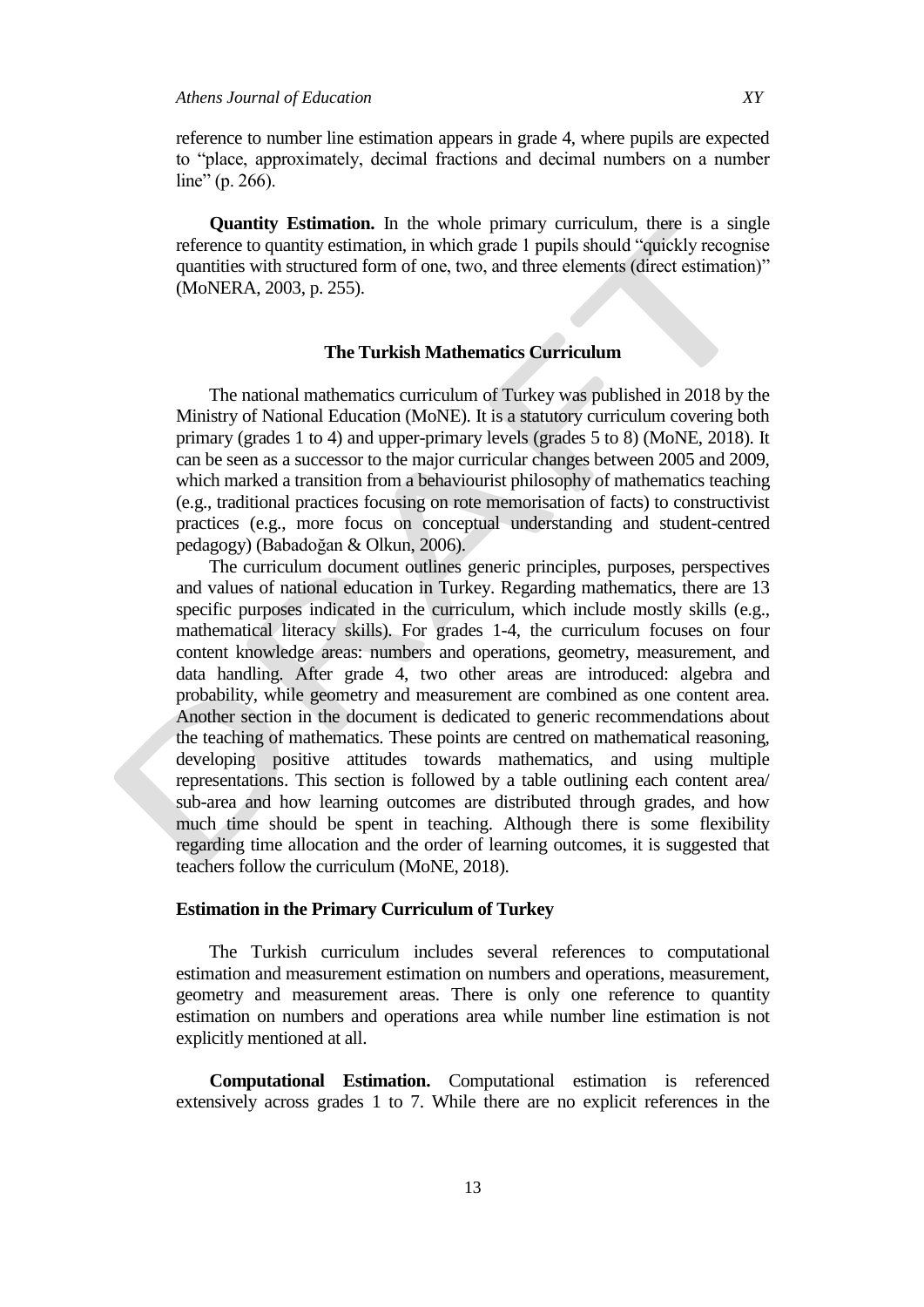reference to number line estimation appears in grade 4, where pupils are expected to "place, approximately, decimal fractions and decimal numbers on a number line" (p. 266).

**Quantity Estimation.** In the whole primary curriculum, there is a single reference to quantity estimation, in which grade 1 pupils should "quickly recognise quantities with structured form of one, two, and three elements (direct estimation)" (MoNERA, 2003, p. 255).

## The Turkish Mathematics Curriculum

The national mathematics curriculum of Turkey was published in 2018 by the Ministry of National Education (MoNE). It is a statutory curriculum covering both primary (grades 1 to 4) and upper-primary levels (grades 5 to 8) (MoNE, 2018). It can be seen as a successor to the major curricular changes between 2005 and 2009, which marked a transition from a behaviourist philosophy of mathematics teaching (e.g., traditional practices focusing on rote memorisation of facts) to constructivist practices (e.g., more focus on conceptual understanding and student-centred pedagogy) (Babadoğan & Olkun, 2006).

The curriculum document outlines generic principles, purposes, perspectives and values of national education in Turkey. Regarding mathematics, there are 13 specific purposes indicated in the curriculum, which include mostly skills (e.g., mathematical literacy skills). For grades 1-4, the curriculum focuses on four content knowledge areas: numbers and operations, geometry, measurement, and data handling. After grade 4, two other areas are introduced: algebra and probability, while geometry and measurement are combined as one content area. Another section in the document is dedicated to generic recommendations about the teaching of mathematics. These points are centred on mathematical reasoning, developing positive attitudes towards mathematics, and using multiple representations. This section is followed by a table outlining each content area/ sub-area and how learning outcomes are distributed through grades, and how much time should be spent in teaching. Although there is some flexibility regarding time allocation and the order of learning outcomes, it is suggested that teachers follow the curriculum (MoNE, 2018).

### Estimation in the Primary Curriculum of Turkey

The Turkish curriculum includes several references to computational estimation and measurement estimation on numbers and operations, measurement, geometry and measurement areas. There is only one reference to quantity estimation on numbers and operations area while number line estimation is not explicitly mentioned at all.

**Computational Estimation.** Computational estimation is referenced extensively across grades 1 to 7. While there are no explicit references in the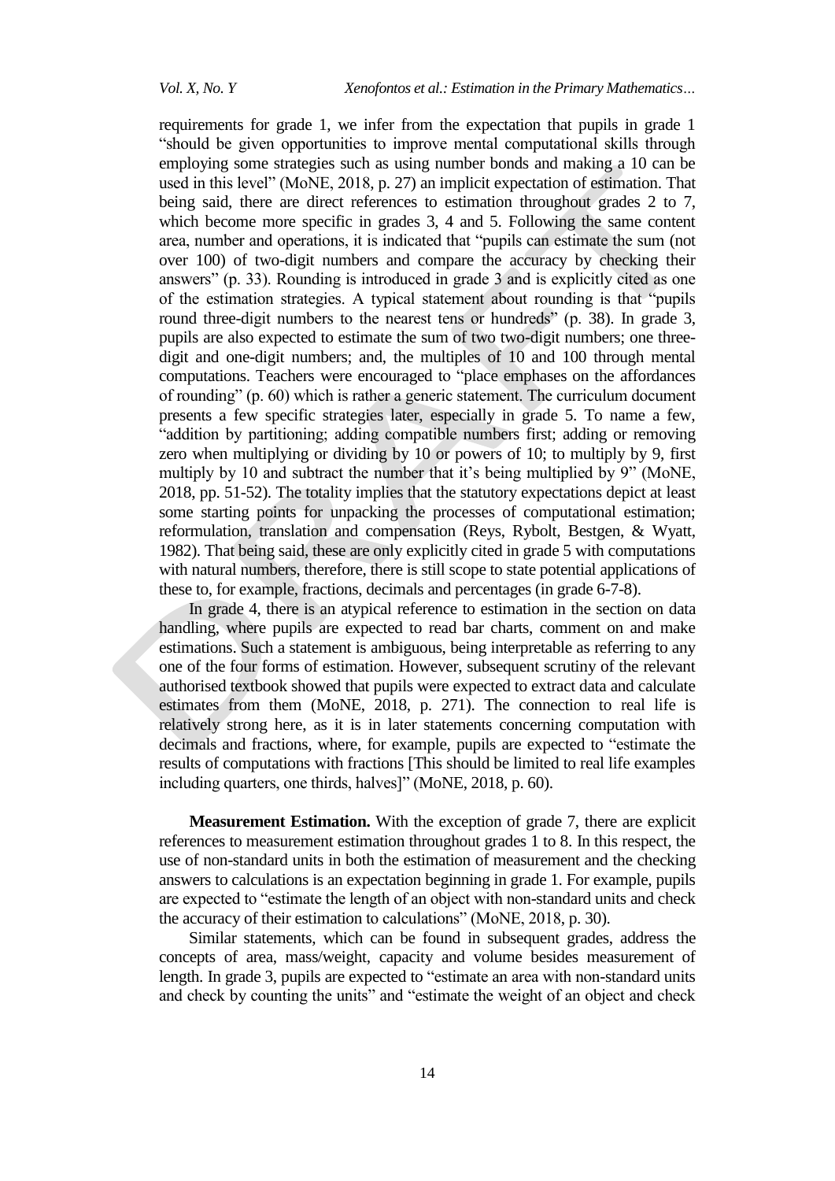requirements for grade 1, we infer from the expectation that pupils in grade 1 "should be given opportunities to improve mental computational skills through employing some strategies such as using number bonds and making a 10 can be used in this level" (MoNE, 2018, p. 27) an implicit expectation of estimation. That being said, there are direct references to estimation throughout grades 2 to 7, which become more specific in grades 3, 4 and 5. Following the same content area, number and operations, it is indicated that "pupils can estimate the sum (not over 100) of two-digit numbers and compare the accuracy by checking their answers" (p. 33). Rounding is introduced in grade 3 and is explicitly cited as one of the estimation strategies. A typical statement about rounding is that "pupils round three-digit numbers to the nearest tens or hundreds" (p. 38). In grade 3, pupils are also expected to estimate the sum of two two-digit numbers; one three-digit and one-digit numbers; and, the multiples of 10 and 100 through mental computations. Teachers were encouraged to "place emphases on the affordances of rounding" (p. 60) which is rather a generic statement. The curriculum document presents a few specific strategies later, especially in grade 5. To name a few, "addition by partitioning; adding compatible numbers first; adding or removing zero when multiplying or dividing by 10 or powers of 10; to multiply by 9, first multiply by 10 and subtract the number that it's being multiplied by 9" (MoNE, 2018, pp. 51-52). The totality implies that the statutory expectations depict at least some starting points for unpacking the processes of computational estimation; reformulation, translation and compensation (Reys, Rybolt, Bestgen, & Wyatt, 1982). That being said, these are only explicitly cited in grade 5 with computations with natural numbers, therefore, there is still scope to state potential applications of these to, for example, fractions, decimals and percentages (in grade 6-7-8).

In grade 4, there is an atypical reference to estimation in the section on data handling, where pupils are expected to read bar charts, comment on and make estimations. Such a statement is ambiguous, being interpretable as referring to any one of the four forms of estimation. However, subsequent scrutiny of the relevant authorised textbook showed that pupils were expected to extract data and calculate estimates from them (MoNE, 2018, p. 271). The connection to real life is relatively strong here, as it is in later statements concerning computation with decimals and fractions, where, for example, pupils are expected to "estimate the results of computations with fractions [This should be limited to real life examples including quarters, one thirds, halves]" (MoNE, 2018, p. 60).

**Measurement Estimation.** With the exception of grade 7, there are explicit references to measurement estimation throughout grades 1 to 8. In this respect, the use of non-standard units in both the estimation of measurement and the checking answers to calculations is an expectation beginning in grade 1. For example, pupils are expected to "estimate the length of an object with non-standard units and check the accuracy of their estimation to calculations" (MoNE, 2018, p. 30).

Similar statements, which can be found in subsequent grades, address the concepts of area, mass/weight, capacity and volume besides measurement of length. In grade 3, pupils are expected to "estimate an area with non-standard units and check by counting the units" and "estimate the weight of an object and check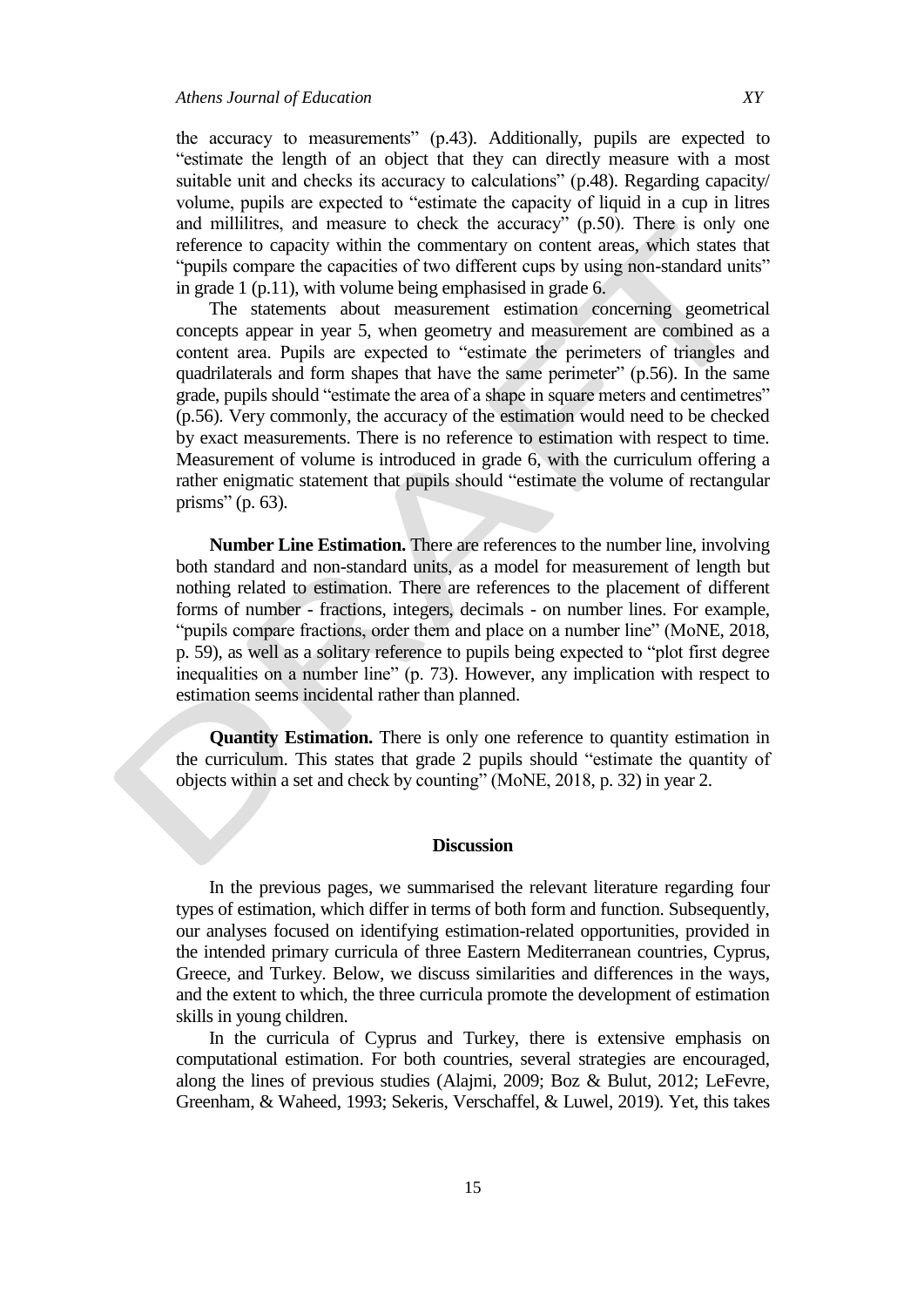the accuracy to measurements" (p.43). Additionally, pupils are expected to "estimate the length of an object that they can directly measure with a most suitable unit and checks its accuracy to calculations" (p.48). Regarding capacity/ volume, pupils are expected to "estimate the capacity of liquid in a cup in litres and millilitres, and measure to check the accuracy" (p.50). There is only one reference to capacity within the commentary on content areas, which states that "pupils compare the capacities of two different cups by using non-standard units" in grade 1 (p.11), with volume being emphasised in grade 6.

The statements about measurement estimation concerning geometrical concepts appear in year 5, when geometry and measurement are combined as a content area. Pupils are expected to "estimate the perimeters of triangles and quadrilaterals and form shapes that have the same perimeter" (p.56). In the same grade, pupils should "estimate the area of a shape in square meters and centimetres" (p.56). Very commonly, the accuracy of the estimation would need to be checked by exact measurements. There is no reference to estimation with respect to time. Measurement of volume is introduced in grade 6, with the curriculum offering a rather enigmatic statement that pupils should "estimate the volume of rectangular prisms" (p. 63).

**Number Line Estimation.** There are references to the number line, involving both standard and non-standard units, as a model for measurement of length but nothing related to estimation. There are references to the placement of different forms of number - fractions, integers, decimals - on number lines. For example, "pupils compare fractions, order them and place on a number line" (MoNE, 2018, p. 59), as well as a solitary reference to pupils being expected to "plot first degree inequalities on a number line" (p. 73). However, any implication with respect to estimation seems incidental rather than planned.

**Quantity Estimation.** There is only one reference to quantity estimation in the curriculum. This states that grade 2 pupils should "estimate the quantity of objects within a set and check by counting" (MoNE, 2018, p. 32) in year 2.

## Discussion

In the previous pages, we summarised the relevant literature regarding four types of estimation, which differ in terms of both form and function. Subsequently, our analyses focused on identifying estimation-related opportunities, provided in the intended primary curricula of three Eastern Mediterranean countries, Cyprus, Greece, and Turkey. Below, we discuss similarities and differences in the ways, and the extent to which, the three curricula promote the development of estimation skills in young children.

In the curricula of Cyprus and Turkey, there is extensive emphasis on computational estimation. For both countries, several strategies are encouraged, along the lines of previous studies (Alajmi, 2009; Boz & Bulut, 2012; LeFevre, Greenham, & Waheed, 1993; Sekeris, Verschaffel, & Luwel, 2019). Yet, this takes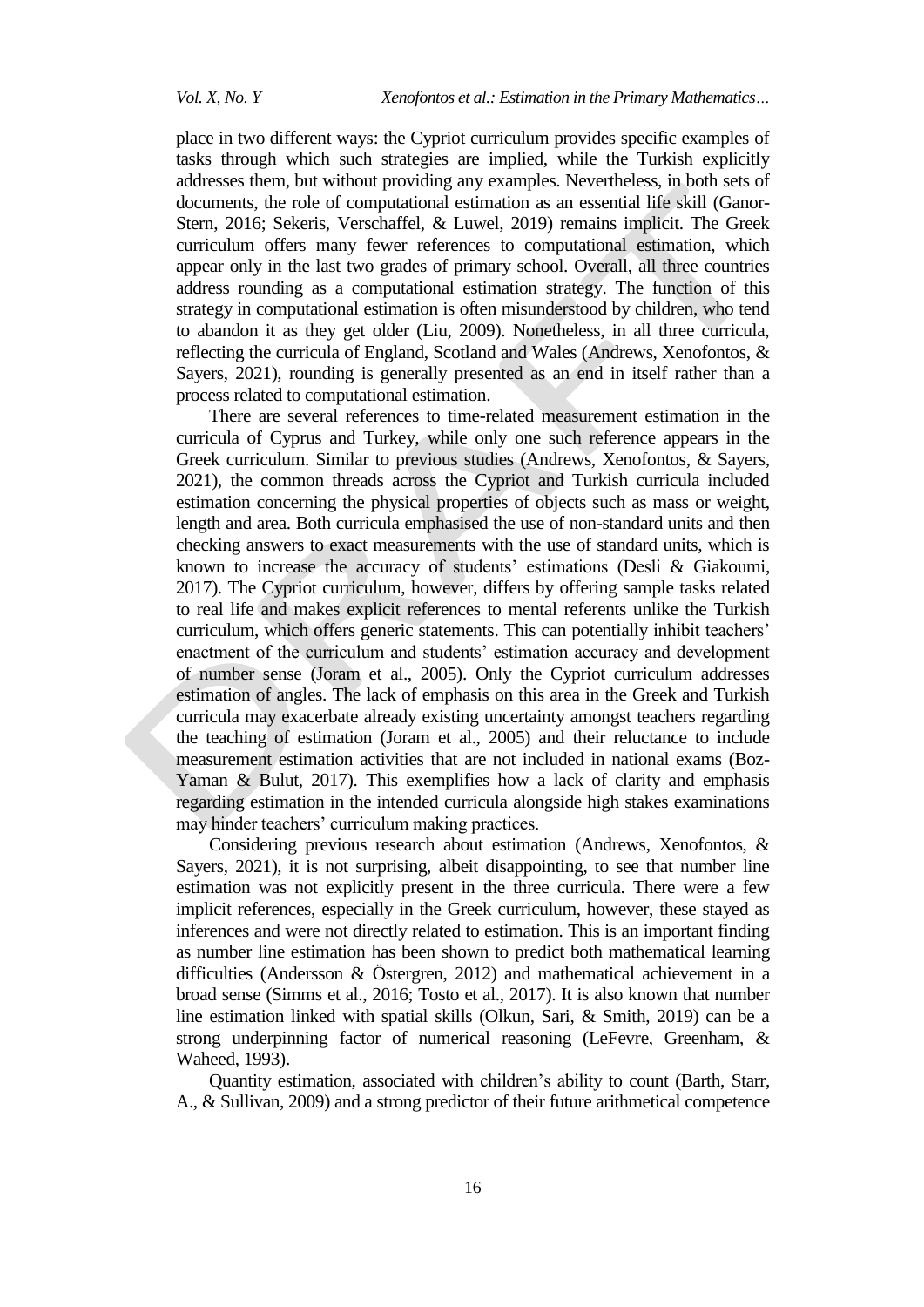place in two different ways: the Cypriot curriculum provides specific examples of tasks through which such strategies are implied, while the Turkish explicitly addresses them, but without providing any examples. Nevertheless, in both sets of documents, the role of computational estimation as an essential life skill (Ganor-Stern, 2016; Sekeris, Verschaffel, & Luwel, 2019) remains implicit. The Greek curriculum offers many fewer references to computational estimation, which appear only in the last two grades of primary school. Overall, all three countries address rounding as a computational estimation strategy. The function of this strategy in computational estimation is often misunderstood by children, who tend to abandon it as they get older (Liu, 2009). Nonetheless, in all three curricula, reflecting the curricula of England, Scotland and Wales (Andrews, Xenofontos, & Sayers, 2021), rounding is generally presented as an end in itself rather than a process related to computational estimation.

There are several references to time-related measurement estimation in the curricula of Cyprus and Turkey, while only one such reference appears in the Greek curriculum. Similar to previous studies (Andrews, Xenofontos, & Sayers, 2021), the common threads across the Cypriot and Turkish curricula included estimation concerning the physical properties of objects such as mass or weight, length and area. Both curricula emphasised the use of non-standard units and then checking answers to exact measurements with the use of standard units, which is known to increase the accuracy of students' estimations (Desli & Giakoumi, 2017). The Cypriot curriculum, however, differs by offering sample tasks related to real life and makes explicit references to mental referents unlike the Turkish curriculum, which offers generic statements. This can potentially inhibit teachers' enactment of the curriculum and students' estimation accuracy and development of number sense (Joram et al., 2005). Only the Cypriot curriculum addresses estimation of angles. The lack of emphasis on this area in the Greek and Turkish curricula may exacerbate already existing uncertainty amongst teachers regarding the teaching of estimation (Joram et al., 2005) and their reluctance to include measurement estimation activities that are not included in national exams (Boz-Yaman & Bulut, 2017). This exemplifies how a lack of clarity and emphasis regarding estimation in the intended curricula alongside high stakes examinations may hinder teachers' curriculum making practices.

Considering previous research about estimation (Andrews, Xenofontos, & Sayers, 2021), it is not surprising, albeit disappointing, to see that number line estimation was not explicitly present in the three curricula. There were a few implicit references, especially in the Greek curriculum, however, these stayed as inferences and were not directly related to estimation. This is an important finding as number line estimation has been shown to predict both mathematical learning difficulties (Andersson & Östergren, 2012) and mathematical achievement in a broad sense (Simms et al., 2016; Tosto et al., 2017). It is also known that number line estimation linked with spatial skills (Olkun, Sari, & Smith, 2019) can be a strong underpinning factor of numerical reasoning (LeFevre, Greenham, & Waheed, 1993).

Quantity estimation, associated with children's ability to count (Barth, Starr, A., & Sullivan, 2009) and a strong predictor of their future arithmetical competence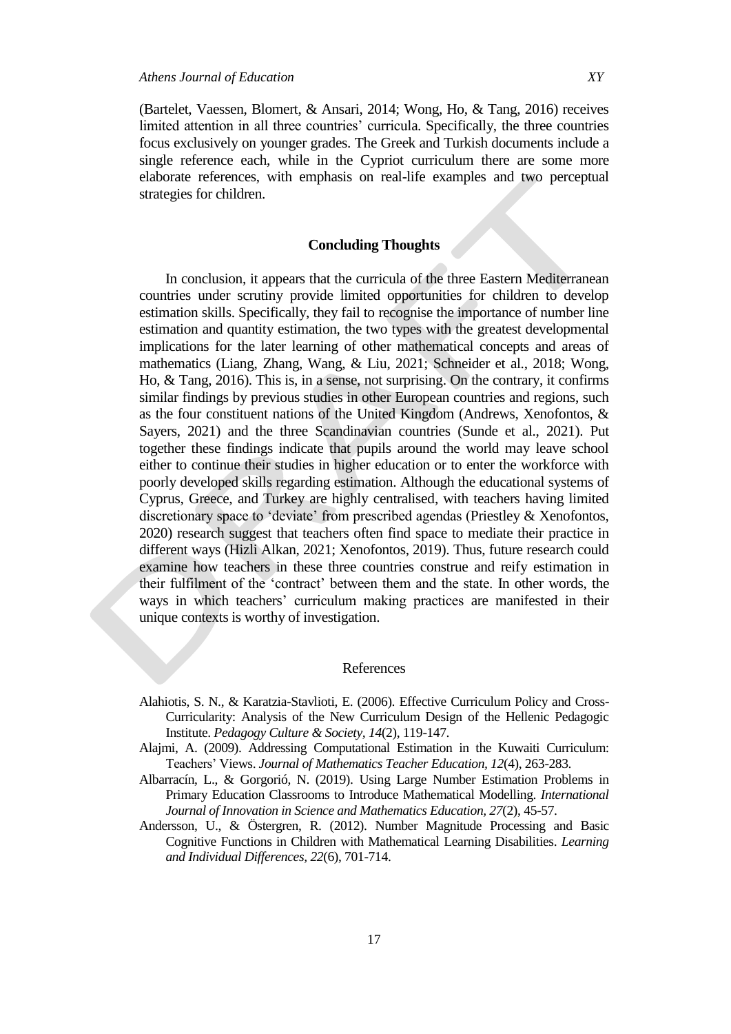(Bartelet, Vaessen, Blomert, & Ansari, 2014; Wong, Ho, & Tang, 2016) receives limited attention in all three countries' curricula. Specifically, the three countries focus exclusively on younger grades. The Greek and Turkish documents include a single reference each, while in the Cypriot curriculum there are some more elaborate references, with emphasis on real-life examples and two perceptual strategies for children.

## Concluding Thoughts

In conclusion, it appears that the curricula of the three Eastern Mediterranean countries under scrutiny provide limited opportunities for children to develop estimation skills. Specifically, they fail to recognise the importance of number line estimation and quantity estimation, the two types with the greatest developmental implications for the later learning of other mathematical concepts and areas of mathematics (Liang, Zhang, Wang, & Liu, 2021; Schneider et al., 2018; Wong, Ho, & Tang, 2016). This is, in a sense, not surprising. On the contrary, it confirms similar findings by previous studies in other European countries and regions, such as the four constituent nations of the United Kingdom (Andrews, Xenofontos, & Sayers, 2021) and the three Scandinavian countries (Sunde et al., 2021). Put together these findings indicate that pupils around the world may leave school either to continue their studies in higher education or to enter the workforce with poorly developed skills regarding estimation. Although the educational systems of Cyprus, Greece, and Turkey are highly centralised, with teachers having limited discretionary space to 'deviate' from prescribed agendas (Priestley & Xenofontos, 2020) research suggest that teachers often find space to mediate their practice in different ways (Hizli Alkan, 2021; Xenofontos, 2019). Thus, future research could examine how teachers in these three countries construe and reify estimation in their fulfilment of the 'contract' between them and the state. In other words, the ways in which teachers' curriculum making practices are manifested in their unique contexts is worthy of investigation.

## References

Alahiotis, S. N., & Karatzia-Stavlioti, E. (2006). Effective Curriculum Policy and Cross-Curricularity: Analysis of the New Curriculum Design of the Hellenic Pedagogic Institute. *Pedagogy Culture & Society, 14*(2), 119-147.

Alajmi, A. (2009). Addressing Computational Estimation in the Kuwaiti Curriculum: Teachers' Views. *Journal of Mathematics Teacher Education, 12*(4), 263-283.

Albarracín, L., & Gorgorió, N. (2019). Using Large Number Estimation Problems in Primary Education Classrooms to Introduce Mathematical Modelling. *International Journal of Innovation in Science and Mathematics Education, 27*(2), 45-57.

Andersson, U., & Östergren, R. (2012). Number Magnitude Processing and Basic Cognitive Functions in Children with Mathematical Learning Disabilities. *Learning and Individual Differences, 22*(6), 701-714.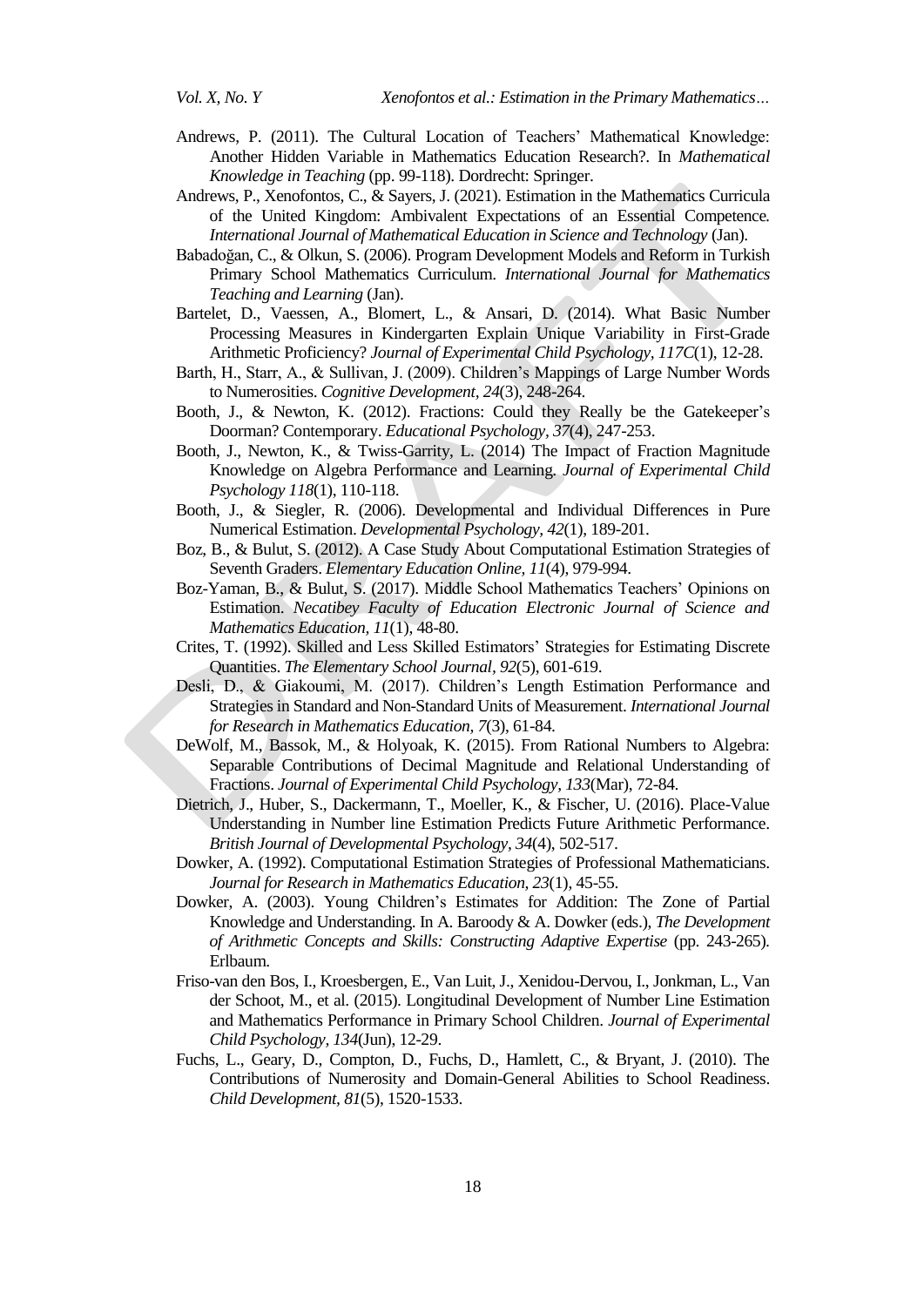Andrews, P. (2011). The Cultural Location of Teachers' Mathematical Knowledge: Another Hidden Variable in Mathematics Education Research?. In *Mathematical Knowledge in Teaching* (pp. 99-118). Dordrecht: Springer.

Andrews, P., Xenofontos, C., & Sayers, J. (2021). Estimation in the Mathematics Curricula of the United Kingdom: Ambivalent Expectations of an Essential Competence. *International Journal of Mathematical Education in Science and Technology* (Jan).

Babadoğan, C., & Olkun, S. (2006). Program Development Models and Reform in Turkish Primary School Mathematics Curriculum. *International Journal for Mathematics Teaching and Learning* (Jan).

Bartelet, D., Vaessen, A., Blomert, L., & Ansari, D. (2014). What Basic Number Processing Measures in Kindergarten Explain Unique Variability in First-Grade Arithmetic Proficiency? *Journal of Experimental Child Psychology, 117C*(1), 12-28.

Barth, H., Starr, A., & Sullivan, J. (2009). Children's Mappings of Large Number Words to Numerosities. *Cognitive Development, 24*(3), 248-264.

Booth, J., & Newton, K. (2012). Fractions: Could they Really be the Gatekeeper's Doorman? Contemporary. *Educational Psychology, 37*(4), 247-253.

Booth, J., Newton, K., & Twiss-Garrity, L. (2014) The Impact of Fraction Magnitude Knowledge on Algebra Performance and Learning. *Journal of Experimental Child Psychology 118*(1), 110-118.

Booth, J., & Siegler, R. (2006). Developmental and Individual Differences in Pure Numerical Estimation. *Developmental Psychology, 42*(1), 189-201.

Boz, B., & Bulut, S. (2012). A Case Study About Computational Estimation Strategies of Seventh Graders. *Elementary Education Online, 11*(4), 979-994.

Boz-Yaman, B., & Bulut, S. (2017). Middle School Mathematics Teachers' Opinions on Estimation. *Necatibey Faculty of Education Electronic Journal of Science and Mathematics Education, 11*(1), 48-80.

Crites, T. (1992). Skilled and Less Skilled Estimators' Strategies for Estimating Discrete Quantities. *The Elementary School Journal, 92*(5), 601-619.

Desli, D., & Giakoumi, M. (2017). Children's Length Estimation Performance and Strategies in Standard and Non-Standard Units of Measurement. *International Journal for Research in Mathematics Education, 7*(3), 61-84.

DeWolf, M., Bassok, M., & Holyoak, K. (2015). From Rational Numbers to Algebra: Separable Contributions of Decimal Magnitude and Relational Understanding of Fractions. *Journal of Experimental Child Psychology, 133*(Mar), 72-84.

Dietrich, J., Huber, S., Dackermann, T., Moeller, K., & Fischer, U. (2016). Place-Value Understanding in Number line Estimation Predicts Future Arithmetic Performance. *British Journal of Developmental Psychology, 34*(4), 502-517.

Dowker, A. (1992). Computational Estimation Strategies of Professional Mathematicians. *Journal for Research in Mathematics Education, 23*(1), 45-55.

Dowker, A. (2003). Young Children's Estimates for Addition: The Zone of Partial Knowledge and Understanding. In A. Baroody & A. Dowker (eds.), *The Development of Arithmetic Concepts and Skills: Constructing Adaptive Expertise* (pp. 243-265). Erlbaum.

Friso-van den Bos, I., Kroesbergen, E., Van Luit, J., Xenidou-Dervou, I., Jonkman, L., Van der Schoot, M., et al. (2015). Longitudinal Development of Number Line Estimation and Mathematics Performance in Primary School Children. *Journal of Experimental Child Psychology, 134*(Jun), 12-29.

Fuchs, L., Geary, D., Compton, D., Fuchs, D., Hamlett, C., & Bryant, J. (2010). The Contributions of Numerosity and Domain-General Abilities to School Readiness. *Child Development, 81*(5), 1520-1533.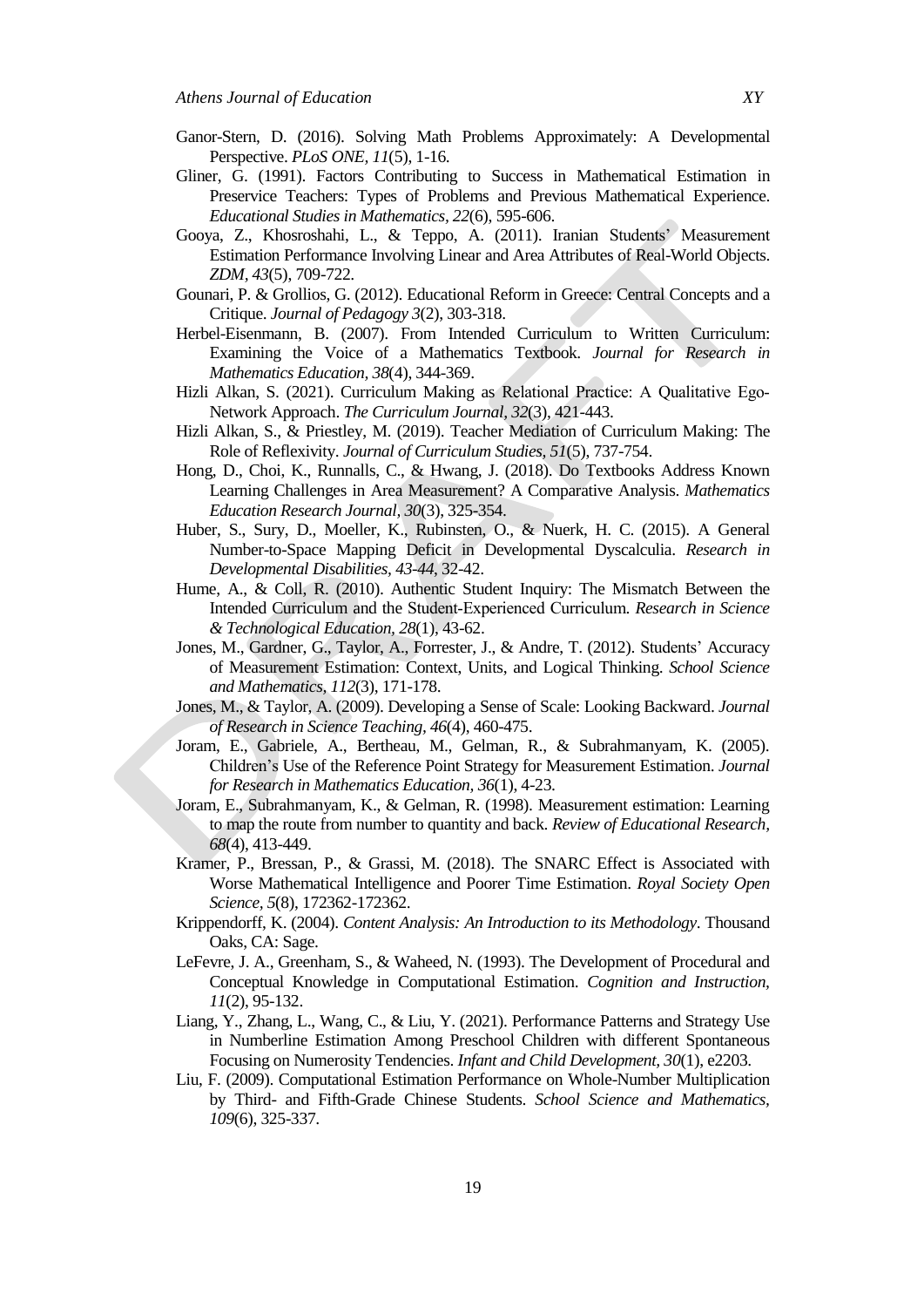Ganor-Stern, D. (2016). Solving Math Problems Approximately: A Developmental Perspective. *PLoS ONE, 11*(5), 1-16.

Gliner, G. (1991). Factors Contributing to Success in Mathematical Estimation in Preservice Teachers: Types of Problems and Previous Mathematical Experience. *Educational Studies in Mathematics, 22*(6), 595-606.

Gooya, Z., Khosroshahi, L., & Teppo, A. (2011). Iranian Students' Measurement Estimation Performance Involving Linear and Area Attributes of Real-World Objects. *ZDM, 43*(5), 709-722.

Gounari, P. & Grollios, G. (2012). Educational Reform in Greece: Central Concepts and a Critique. *Journal of Pedagogy 3*(2), 303-318.

Herbel-Eisenmann, B. (2007). From Intended Curriculum to Written Curriculum: Examining the Voice of a Mathematics Textbook. *Journal for Research in Mathematics Education, 38*(4), 344-369.

Hizli Alkan, S. (2021). Curriculum Making as Relational Practice: A Qualitative Ego-Network Approach. *The Curriculum Journal, 32*(3), 421-443.

Hizli Alkan, S., & Priestley, M. (2019). Teacher Mediation of Curriculum Making: The Role of Reflexivity. *Journal of Curriculum Studies, 51*(5), 737-754.

Hong, D., Choi, K., Runnalls, C., & Hwang, J. (2018). Do Textbooks Address Known Learning Challenges in Area Measurement? A Comparative Analysis. *Mathematics Education Research Journal, 30*(3), 325-354.

Huber, S., Sury, D., Moeller, K., Rubinsten, O., & Nuerk, H. C. (2015). A General Number-to-Space Mapping Deficit in Developmental Dyscalculia. *Research in Developmental Disabilities, 43-44*, 32-42.

Hume, A., & Coll, R. (2010). Authentic Student Inquiry: The Mismatch Between the Intended Curriculum and the Student-Experienced Curriculum. *Research in Science & Technological Education, 28*(1), 43-62.

Jones, M., Gardner, G., Taylor, A., Forrester, J., & Andre, T. (2012). Students' Accuracy of Measurement Estimation: Context, Units, and Logical Thinking. *School Science and Mathematics, 112*(3), 171-178.

Jones, M., & Taylor, A. (2009). Developing a Sense of Scale: Looking Backward. *Journal of Research in Science Teaching, 46*(4), 460-475.

Joram, E., Gabriele, A., Bertheau, M., Gelman, R., & Subrahmanyam, K. (2005). Children's Use of the Reference Point Strategy for Measurement Estimation. *Journal for Research in Mathematics Education, 36*(1), 4-23.

Joram, E., Subrahmanyam, K., & Gelman, R. (1998). Measurement estimation: Learning to map the route from number to quantity and back. *Review of Educational Research, 68*(4), 413-449.

Kramer, P., Bressan, P., & Grassi, M. (2018). The SNARC Effect is Associated with Worse Mathematical Intelligence and Poorer Time Estimation. *Royal Society Open Science, 5*(8), 172362-172362.

Krippendorff, K. (2004). *Content Analysis: An Introduction to its Methodology*. Thousand Oaks, CA: Sage.

LeFevre, J. A., Greenham, S., & Waheed, N. (1993). The Development of Procedural and Conceptual Knowledge in Computational Estimation. *Cognition and Instruction, 11*(2), 95-132.

Liang, Y., Zhang, L., Wang, C., & Liu, Y. (2021). Performance Patterns and Strategy Use in Numberline Estimation Among Preschool Children with different Spontaneous Focusing on Numerosity Tendencies. *Infant and Child Development, 30*(1), e2203.

Liu, F. (2009). Computational Estimation Performance on Whole-Number Multiplication by Third- and Fifth-Grade Chinese Students. *School Science and Mathematics, 109*(6), 325-337.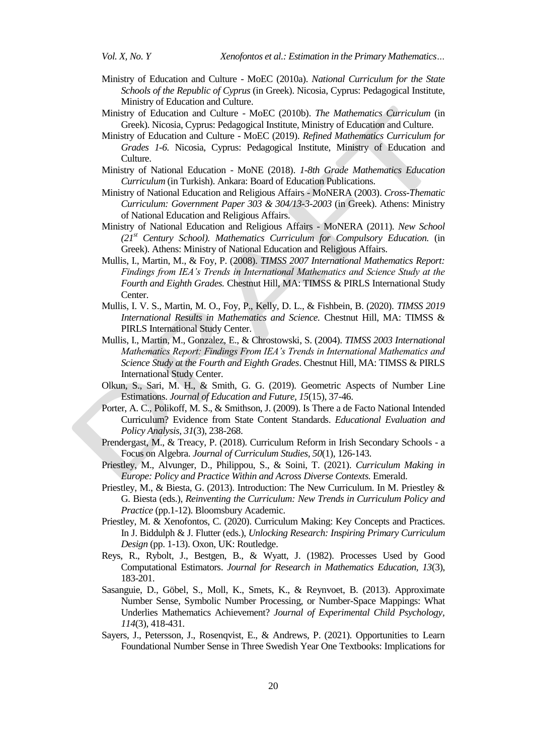Ministry of Education and Culture - MoEC (2010a). *National Curriculum for the State Schools of the Republic of Cyprus* (in Greek). Nicosia, Cyprus: Pedagogical Institute, Ministry of Education and Culture.

Ministry of Education and Culture - MoEC (2010b). *The Mathematics Curriculum* (in Greek). Nicosia, Cyprus: Pedagogical Institute, Ministry of Education and Culture.

Ministry of Education and Culture - MoEC (2019). *Refined Mathematics Curriculum for Grades 1-6.* Nicosia, Cyprus: Pedagogical Institute, Ministry of Education and Culture.

Ministry of National Education - MoNE (2018). *1-8th Grade Mathematics Education Curriculum* (in Turkish). Ankara: Board of Education Publications.

Ministry of National Education and Religious Affairs - MoNERA (2003). *Cross-Thematic Curriculum: Government Paper 303 & 304/13-3-2003* (in Greek). Athens: Ministry of National Education and Religious Affairs.

Ministry of National Education and Religious Affairs - MoNERA (2011). *New School (21st Century School). Mathematics Curriculum for Compulsory Education.* (in Greek). Athens: Ministry of National Education and Religious Affairs.

Mullis, I., Martin, M., & Foy, P. (2008). *TIMSS 2007 International Mathematics Report: Findings from IEA's Trends in International Mathematics and Science Study at the Fourth and Eighth Grades.* Chestnut Hill, MA: TIMSS & PIRLS International Study Center.

Mullis, I. V. S., Martin, M. O., Foy, P., Kelly, D. L., & Fishbein, B. (2020). *TIMSS 2019 International Results in Mathematics and Science.* Chestnut Hill, MA: TIMSS & PIRLS International Study Center.

Mullis, I., Martin, M., Gonzalez, E., & Chrostowski, S. (2004). *TIMSS 2003 International Mathematics Report: Findings From IEA's Trends in International Mathematics and Science Study at the Fourth and Eighth Grades*. Chestnut Hill, MA: TIMSS & PIRLS International Study Center.

Olkun, S., Sari, M. H., & Smith, G. G. (2019). Geometric Aspects of Number Line Estimations. *Journal of Education and Future, 15*(15), 37-46.

Porter, A. C., Polikoff, M. S., & Smithson, J. (2009). Is There a de Facto National Intended Curriculum? Evidence from State Content Standards. *Educational Evaluation and Policy Analysis, 31*(3), 238-268.

Prendergast, M., & Treacy, P. (2018). Curriculum Reform in Irish Secondary Schools - a Focus on Algebra. *Journal of Curriculum Studies, 50*(1), 126-143.

Priestley, M., Alvunger, D., Philippou, S., & Soini, T. (2021). *Curriculum Making in Europe: Policy and Practice Within and Across Diverse Contexts.* Emerald.

Priestley, M., & Biesta, G. (2013). Introduction: The New Curriculum. In M. Priestley & G. Biesta (eds.), *Reinventing the Curriculum: New Trends in Curriculum Policy and Practice* (pp.1-12). Bloomsbury Academic.

Priestley, M. & Xenofontos, C. (2020). Curriculum Making: Key Concepts and Practices. In J. Biddulph & J. Flutter (eds.), *Unlocking Research: Inspiring Primary Curriculum Design* (pp. 1-13). Oxon, UK: Routledge.

Reys, R., Rybolt, J., Bestgen, B., & Wyatt, J. (1982). Processes Used by Good Computational Estimators. *Journal for Research in Mathematics Education, 13*(3), 183-201.

Sasanguie, D., Göbel, S., Moll, K., Smets, K., & Reynvoet, B. (2013). Approximate Number Sense, Symbolic Number Processing, or Number-Space Mappings: What Underlies Mathematics Achievement? *Journal of Experimental Child Psychology, 114*(3), 418-431.

Sayers, J., Petersson, J., Rosenqvist, E., & Andrews, P. (2021). Opportunities to Learn Foundational Number Sense in Three Swedish Year One Textbooks: Implications for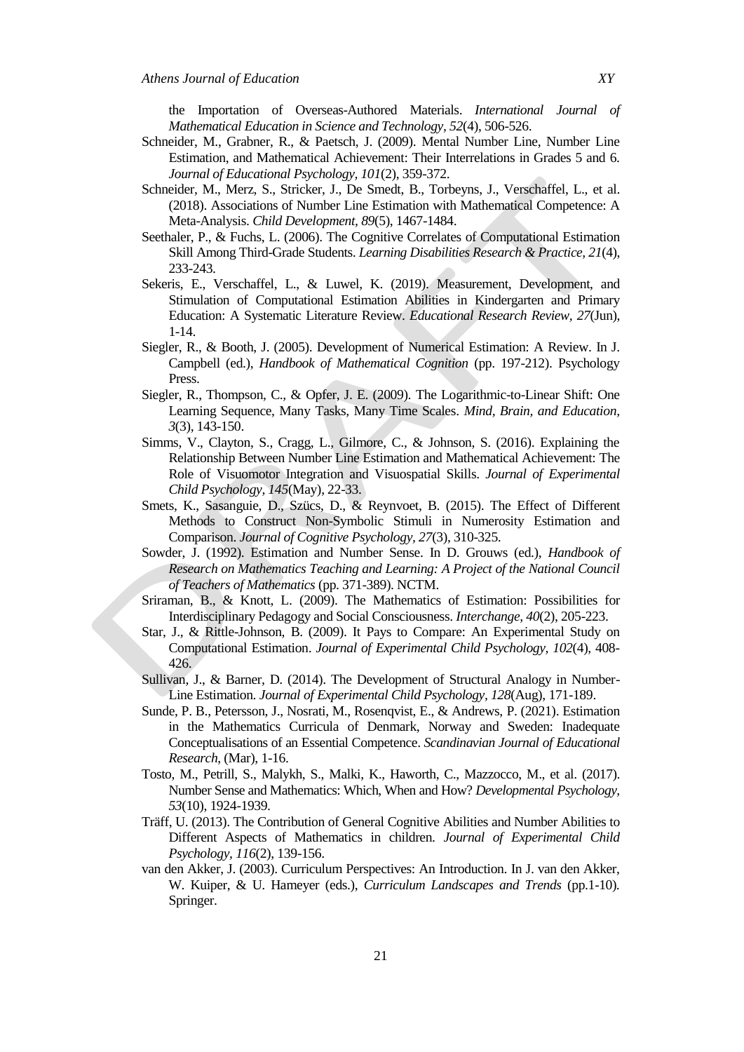the Importation of Overseas-Authored Materials. *International Journal of Mathematical Education in Science and Technology, 52*(4), 506-526.

Schneider, M., Grabner, R., & Paetsch, J. (2009). Mental Number Line, Number Line Estimation, and Mathematical Achievement: Their Interrelations in Grades 5 and 6. *Journal of Educational Psychology, 101*(2), 359-372.

Schneider, M., Merz, S., Stricker, J., De Smedt, B., Torbeyns, J., Verschaffel, L., et al. (2018). Associations of Number Line Estimation with Mathematical Competence: A Meta-Analysis. *Child Development, 89*(5), 1467-1484.

Seethaler, P., & Fuchs, L. (2006). The Cognitive Correlates of Computational Estimation Skill Among Third-Grade Students. *Learning Disabilities Research & Practice, 21*(4), 233-243.

Sekeris, E., Verschaffel, L., & Luwel, K. (2019). Measurement, Development, and Stimulation of Computational Estimation Abilities in Kindergarten and Primary Education: A Systematic Literature Review. *Educational Research Review, 27*(Jun), 1-14.

Siegler, R., & Booth, J. (2005). Development of Numerical Estimation: A Review. In J. Campbell (ed.), *Handbook of Mathematical Cognition* (pp. 197-212). Psychology Press.

Siegler, R., Thompson, C., & Opfer, J. E. (2009). The Logarithmic-to-Linear Shift: One Learning Sequence, Many Tasks, Many Time Scales. *Mind, Brain, and Education, 3*(3), 143-150.

Simms, V., Clayton, S., Cragg, L., Gilmore, C., & Johnson, S. (2016). Explaining the Relationship Between Number Line Estimation and Mathematical Achievement: The Role of Visuomotor Integration and Visuospatial Skills. *Journal of Experimental Child Psychology, 145*(May), 22-33.

Smets, K., Sasanguie, D., Szücs, D., & Reynvoet, B. (2015). The Effect of Different Methods to Construct Non-Symbolic Stimuli in Numerosity Estimation and Comparison. *Journal of Cognitive Psychology, 27*(3), 310-325.

Sowder, J. (1992). Estimation and Number Sense. In D. Grouws (ed.), *Handbook of Research on Mathematics Teaching and Learning: A Project of the National Council of Teachers of Mathematics* (pp. 371-389). NCTM.

Sriraman, B., & Knott, L. (2009). The Mathematics of Estimation: Possibilities for Interdisciplinary Pedagogy and Social Consciousness. *Interchange, 40*(2), 205-223.

Star, J., & Rittle-Johnson, B. (2009). It Pays to Compare: An Experimental Study on Computational Estimation. *Journal of Experimental Child Psychology, 102*(4), 408-426.

Sullivan, J., & Barner, D. (2014). The Development of Structural Analogy in Number-Line Estimation. *Journal of Experimental Child Psychology, 128*(Aug), 171-189.

Sunde, P. B., Petersson, J., Nosrati, M., Rosenqvist, E., & Andrews, P. (2021). Estimation in the Mathematics Curricula of Denmark, Norway and Sweden: Inadequate Conceptualisations of an Essential Competence. *Scandinavian Journal of Educational Research*, (Mar), 1-16.

Tosto, M., Petrill, S., Malykh, S., Malki, K., Haworth, C., Mazzocco, M., et al. (2017). Number Sense and Mathematics: Which, When and How? *Developmental Psychology, 53*(10), 1924-1939.

Träff, U. (2013). The Contribution of General Cognitive Abilities and Number Abilities to Different Aspects of Mathematics in children. *Journal of Experimental Child Psychology*, *116*(2), 139-156.

van den Akker, J. (2003). Curriculum Perspectives: An Introduction. In J. van den Akker, W. Kuiper, & U. Hameyer (eds.), *Curriculum Landscapes and Trends* (pp.1-10). Springer.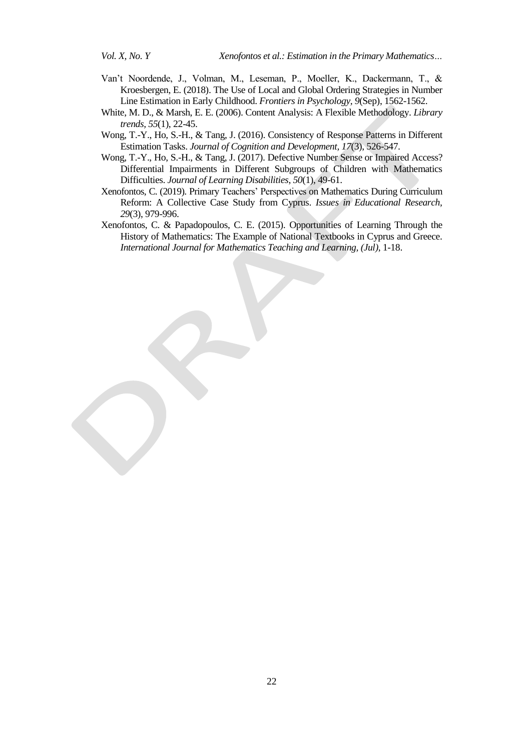Van't Noordende, J., Volman, M., Leseman, P., Moeller, K., Dackermann, T., & Kroesbergen, E. (2018). The Use of Local and Global Ordering Strategies in Number Line Estimation in Early Childhood. *Frontiers in Psychology, 9*(Sep), 1562-1562.

White, M. D., & Marsh, E. E. (2006). Content Analysis: A Flexible Methodology. *Library trends, 55*(1), 22-45.

Wong, T.-Y., Ho, S.-H., & Tang, J. (2016). Consistency of Response Patterns in Different Estimation Tasks. *Journal of Cognition and Development, 17*(3), 526-547.

Wong, T.-Y., Ho, S.-H., & Tang, J. (2017). Defective Number Sense or Impaired Access? Differential Impairments in Different Subgroups of Children with Mathematics Difficulties. *Journal of Learning Disabilities, 50*(1), 49-61.

Xenofontos, C. (2019). Primary Teachers' Perspectives on Mathematics During Curriculum Reform: A Collective Case Study from Cyprus. *Issues in Educational Research, 29*(3), 979-996.

Xenofontos, C. & Papadopoulos, C. E. (2015). Opportunities of Learning Through the History of Mathematics: The Example of National Textbooks in Cyprus and Greece. *International Journal for Mathematics Teaching and Learning, (Jul)*, 1-18.